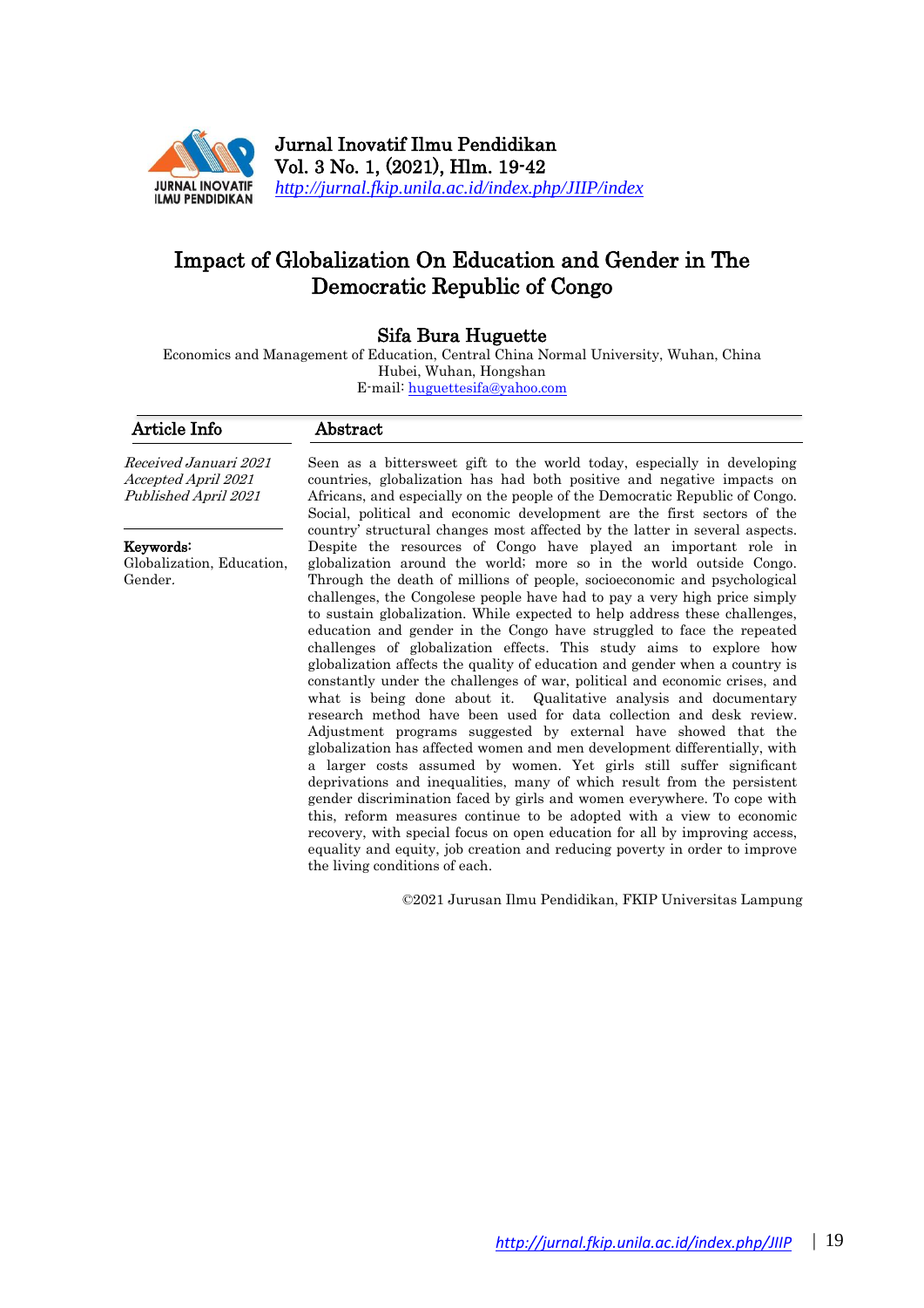# Impact of Globalization On Education and Gender in The Democratic Republic of Congo

**Sifa Bura Huguette**

Economics and Management of Education, Central China Normal University, Wuhan, China
Hubei, Wuhan, Hongshan
E-mail: huguettesifa@yahoo.com

## Article Info

*Received Januari 2021*
*Accepted April 2021*
*Published April 2021*

**Keywords:**
Globalization, Education, Gender.

## Abstract

Seen as a bittersweet gift to the world today, especially in developing countries, globalization has had both positive and negative impacts on Africans, and especially on the people of the Democratic Republic of Congo. Social, political and economic development are the first sectors of the country' structural changes most affected by the latter in several aspects. Despite the resources of Congo have played an important role in globalization around the world; more so in the world outside Congo. Through the death of millions of people, socioeconomic and psychological challenges, the Congolese people have had to pay a very high price simply to sustain globalization. While expected to help address these challenges, education and gender in the Congo have struggled to face the repeated challenges of globalization effects. This study aims to explore how globalization affects the quality of education and gender when a country is constantly under the challenges of war, political and economic crises, and what is being done about it. Qualitative analysis and documentary research method have been used for data collection and desk review. Adjustment programs suggested by external have showed that the globalization has affected women and men development differentially, with a larger costs assumed by women. Yet girls still suffer significant deprivations and inequalities, many of which result from the persistent gender discrimination faced by girls and women everywhere. To cope with this, reform measures continue to be adopted with a view to economic recovery, with special focus on open education for all by improving access, equality and equity, job creation and reducing poverty in order to improve the living conditions of each.

©2021 Jurusan Ilmu Pendidikan, FKIP Universitas Lampung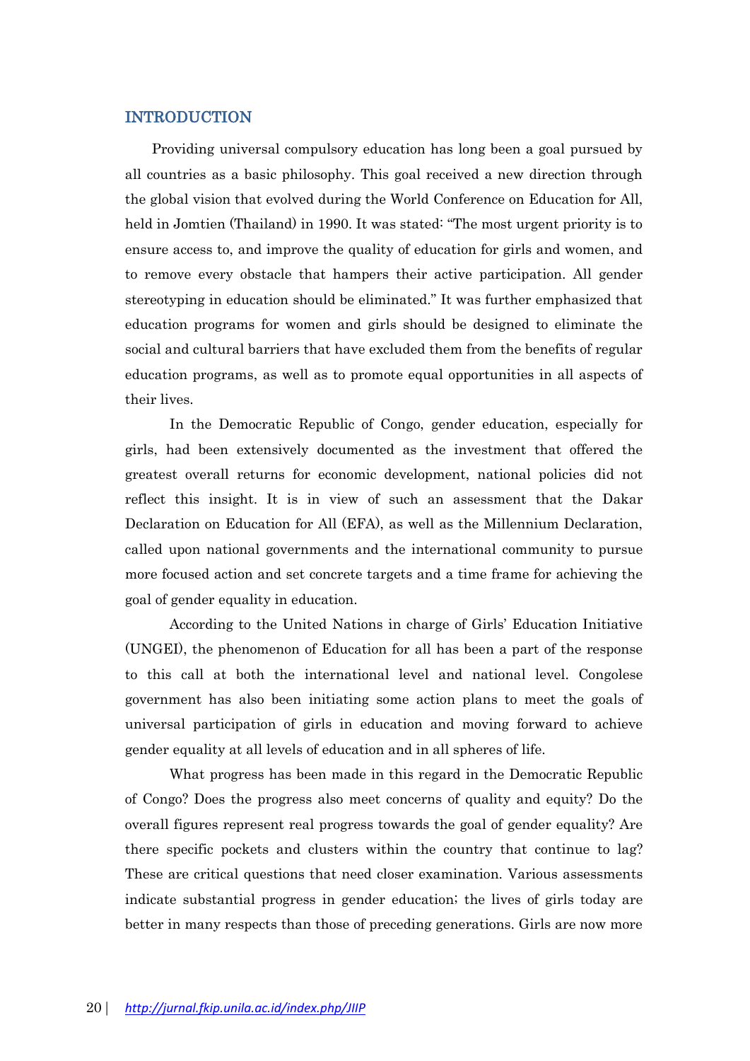## INTRODUCTION

Providing universal compulsory education has long been a goal pursued by all countries as a basic philosophy. This goal received a new direction through the global vision that evolved during the World Conference on Education for All, held in Jomtien (Thailand) in 1990. It was stated: "The most urgent priority is to ensure access to, and improve the quality of education for girls and women, and to remove every obstacle that hampers their active participation. All gender stereotyping in education should be eliminated." It was further emphasized that education programs for women and girls should be designed to eliminate the social and cultural barriers that have excluded them from the benefits of regular education programs, as well as to promote equal opportunities in all aspects of their lives.

In the Democratic Republic of Congo, gender education, especially for girls, had been extensively documented as the investment that offered the greatest overall returns for economic development, national policies did not reflect this insight. It is in view of such an assessment that the Dakar Declaration on Education for All (EFA), as well as the Millennium Declaration, called upon national governments and the international community to pursue more focused action and set concrete targets and a time frame for achieving the goal of gender equality in education.

According to the United Nations in charge of Girls' Education Initiative (UNGEI), the phenomenon of Education for all has been a part of the response to this call at both the international level and national level. Congolese government has also been initiating some action plans to meet the goals of universal participation of girls in education and moving forward to achieve gender equality at all levels of education and in all spheres of life.

What progress has been made in this regard in the Democratic Republic of Congo? Does the progress also meet concerns of quality and equity? Do the overall figures represent real progress towards the goal of gender equality? Are there specific pockets and clusters within the country that continue to lag? These are critical questions that need closer examination. Various assessments indicate substantial progress in gender education; the lives of girls today are better in many respects than those of preceding generations. Girls are now more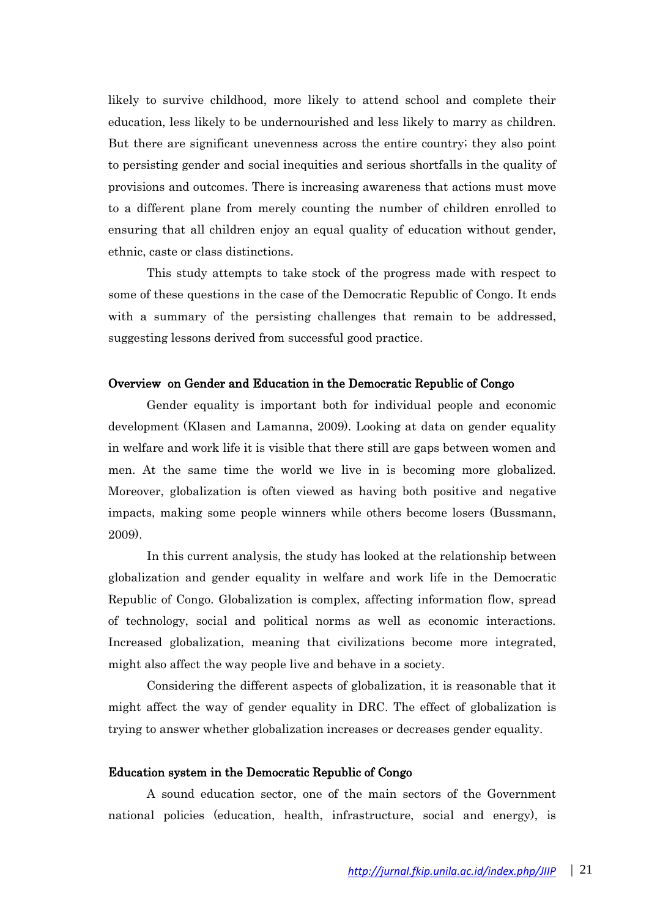likely to survive childhood, more likely to attend school and complete their education, less likely to be undernourished and less likely to marry as children. But there are significant unevenness across the entire country; they also point to persisting gender and social inequities and serious shortfalls in the quality of provisions and outcomes. There is increasing awareness that actions must move to a different plane from merely counting the number of children enrolled to ensuring that all children enjoy an equal quality of education without gender, ethnic, caste or class distinctions.

This study attempts to take stock of the progress made with respect to some of these questions in the case of the Democratic Republic of Congo. It ends with a summary of the persisting challenges that remain to be addressed, suggesting lessons derived from successful good practice.

## Overview on Gender and Education in the Democratic Republic of Congo

Gender equality is important both for individual people and economic development (Klasen and Lamanna, 2009). Looking at data on gender equality in welfare and work life it is visible that there still are gaps between women and men. At the same time the world we live in is becoming more globalized. Moreover, globalization is often viewed as having both positive and negative impacts, making some people winners while others become losers (Bussmann, 2009).

In this current analysis, the study has looked at the relationship between globalization and gender equality in welfare and work life in the Democratic Republic of Congo. Globalization is complex, affecting information flow, spread of technology, social and political norms as well as economic interactions. Increased globalization, meaning that civilizations become more integrated, might also affect the way people live and behave in a society.

Considering the different aspects of globalization, it is reasonable that it might affect the way of gender equality in DRC. The effect of globalization is trying to answer whether globalization increases or decreases gender equality.

## Education system in the Democratic Republic of Congo

A sound education sector, one of the main sectors of the Government national policies (education, health, infrastructure, social and energy), is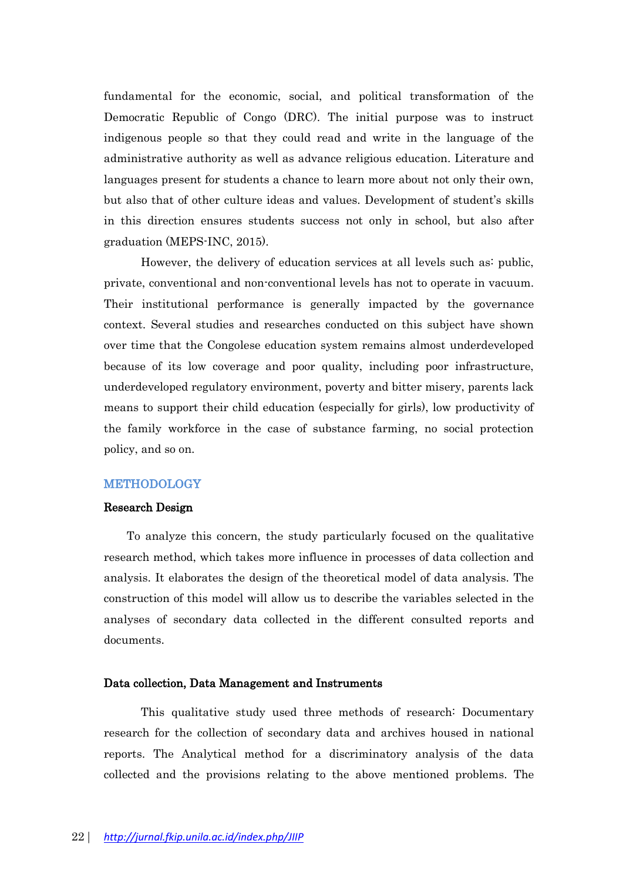fundamental for the economic, social, and political transformation of the Democratic Republic of Congo (DRC). The initial purpose was to instruct indigenous people so that they could read and write in the language of the administrative authority as well as advance religious education. Literature and languages present for students a chance to learn more about not only their own, but also that of other culture ideas and values. Development of student's skills in this direction ensures students success not only in school, but also after graduation (MEPS-INC, 2015).

However, the delivery of education services at all levels such as: public, private, conventional and non-conventional levels has not to operate in vacuum. Their institutional performance is generally impacted by the governance context. Several studies and researches conducted on this subject have shown over time that the Congolese education system remains almost underdeveloped because of its low coverage and poor quality, including poor infrastructure, underdeveloped regulatory environment, poverty and bitter misery, parents lack means to support their child education (especially for girls), low productivity of the family workforce in the case of substance farming, no social protection policy, and so on.

## METHODOLOGY

### Research Design

To analyze this concern, the study particularly focused on the qualitative research method, which takes more influence in processes of data collection and analysis. It elaborates the design of the theoretical model of data analysis. The construction of this model will allow us to describe the variables selected in the analyses of secondary data collected in the different consulted reports and documents.

### Data collection, Data Management and Instruments

This qualitative study used three methods of research: Documentary research for the collection of secondary data and archives housed in national reports. The Analytical method for a discriminatory analysis of the data collected and the provisions relating to the above mentioned problems. The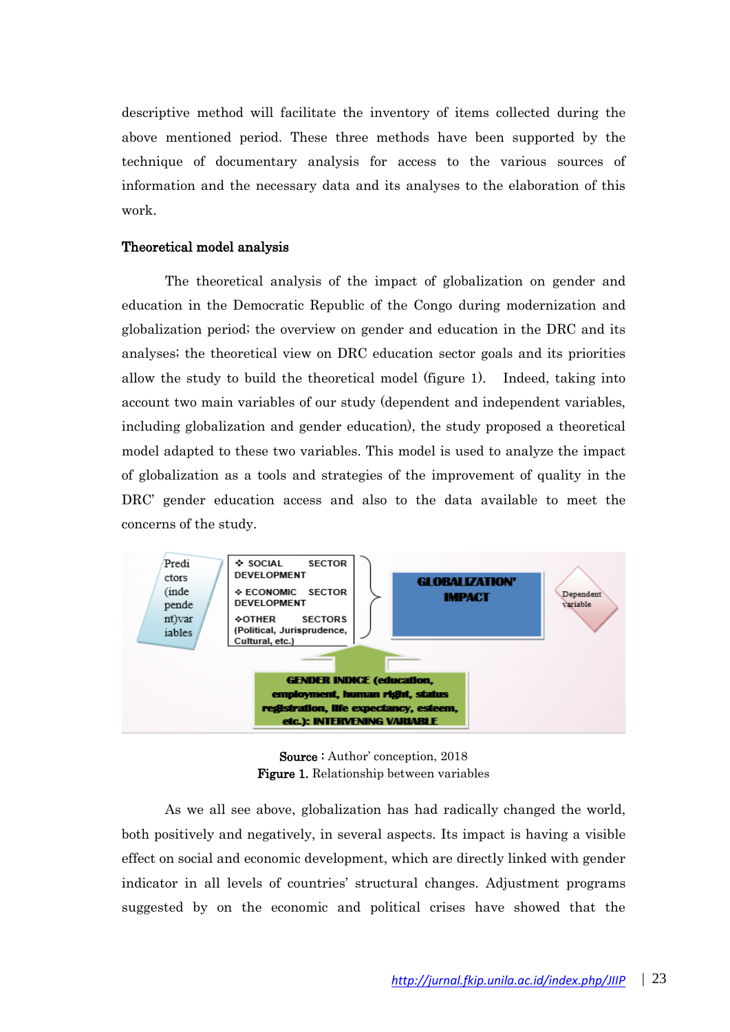descriptive method will facilitate the inventory of items collected during the above mentioned period. These three methods have been supported by the technique of documentary analysis for access to the various sources of information and the necessary data and its analyses to the elaboration of this work.

### Theoretical model analysis

The theoretical analysis of the impact of globalization on gender and education in the Democratic Republic of the Congo during modernization and globalization period; the overview on gender and education in the DRC and its analyses; the theoretical view on DRC education sector goals and its priorities allow the study to build the theoretical model (figure 1). Indeed, taking into account two main variables of our study (dependent and independent variables, including globalization and gender education), the study proposed a theoretical model adapted to these two variables. This model is used to analyze the impact of globalization as a tools and strategies of the improvement of quality in the DRC' gender education access and also to the data available to meet the concerns of the study.

Predictors (independent)variables

- SOCIAL SECTOR DEVELOPMENT
- ECONOMIC SECTOR DEVELOPMENT
- OTHER SECTORS (Political, Jurisprudence, Cultural, etc.)

GLOBALIZATION' IMPACT

Dependent variable

GENDER INDICE (education, employment, human right, status registration, life expectancy, esteem, etc.): INTERVENING VARIABLE

**Source** : Author' conception, 2018
**Figure 1.** Relationship between variables

As we all see above, globalization has had radically changed the world, both positively and negatively, in several aspects. Its impact is having a visible effect on social and economic development, which are directly linked with gender indicator in all levels of countries' structural changes. Adjustment programs suggested by on the economic and political crises have showed that the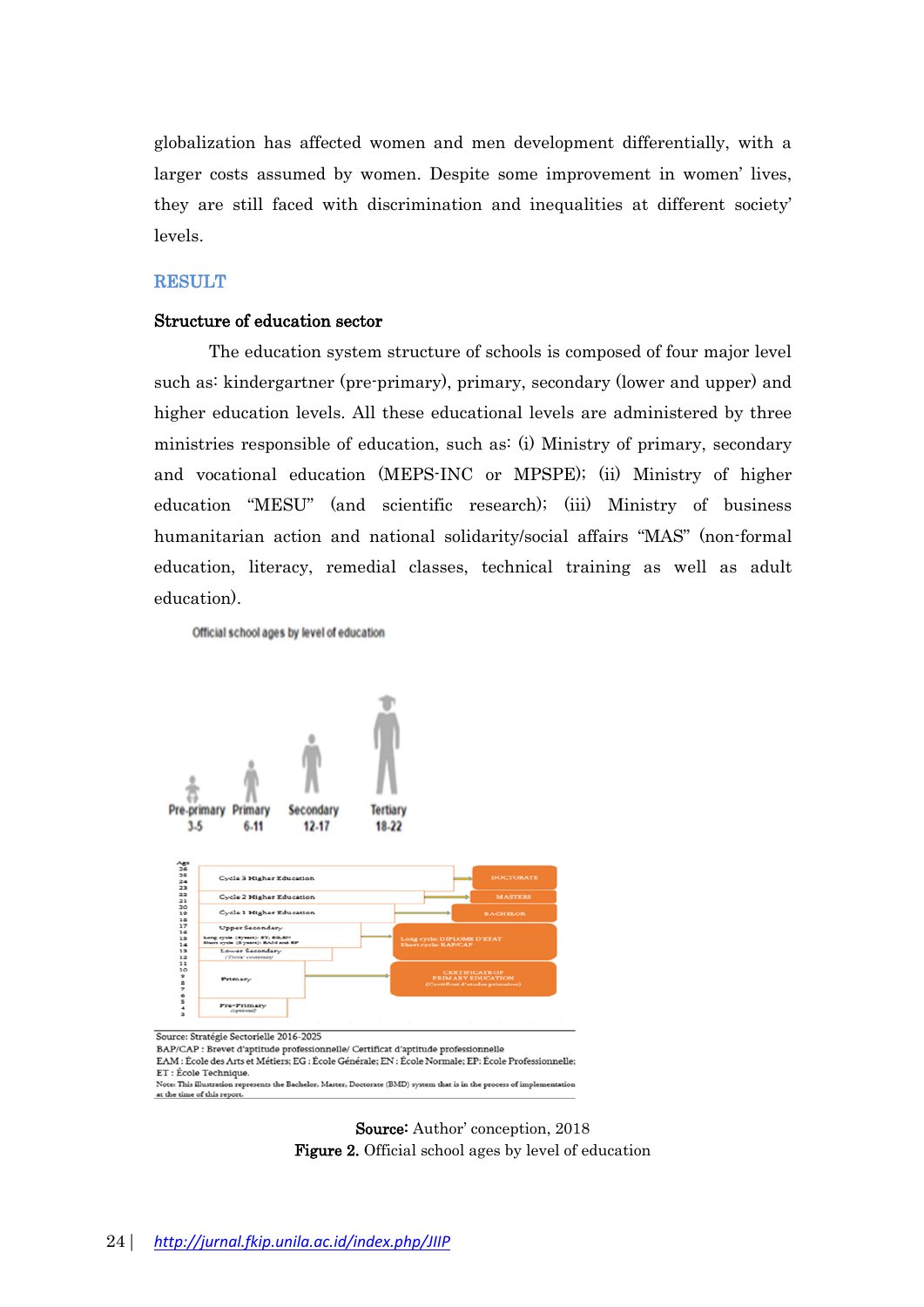globalization has affected women and men development differentially, with a larger costs assumed by women. Despite some improvement in women' lives, they are still faced with discrimination and inequalities at different society' levels.

## RESULT

### Structure of education sector

The education system structure of schools is composed of four major level such as: kindergartner (pre-primary), primary, secondary (lower and upper) and higher education levels. All these educational levels are administered by three ministries responsible of education, such as: (i) Ministry of primary, secondary and vocational education (MEPS-INC or MPSPE); (ii) Ministry of higher education "MESU" (and scientific research); (iii) Ministry of business humanitarian action and national solidarity/social affairs "MAS" (non-formal education, literacy, remedial classes, technical training as well as adult education).

Official school ages by level of education

Pre-primary 3-5 | Primary 6-11 | Secondary 12-17 | Tertiary 18-22

Cycle 3 Higher Education → DOCTORATE
Cycle 2 Higher Education → MASTERS
Cycle 1 Higher Education → BACHELOR
Upper Secondary → Long cycle: DIPLOME D'ETAT; Short cycle: BAP/CAP
Lower Secondary
Primary → CERTIFICATE OF PRIMARY EDUCATION (Certificat d'etudes primaires)
Pre-Primary (optional)

Source: Stratégie Sectorielle 2016-2025
BAP/CAP : Brevet d'aptitude professionnelle/ Certificat d'aptitude professionnelle
EAM : École des Arts et Métiers; EG : École Générale; EN : École Normale; EP: École Professionnelle;
ET : École Technique.
Note: This illustration represents the Bachelor, Master, Doctorate (BMD) system that is in the process of implementation at the time of this report.

**Source:** Author' conception, 2018
**Figure 2.** Official school ages by level of education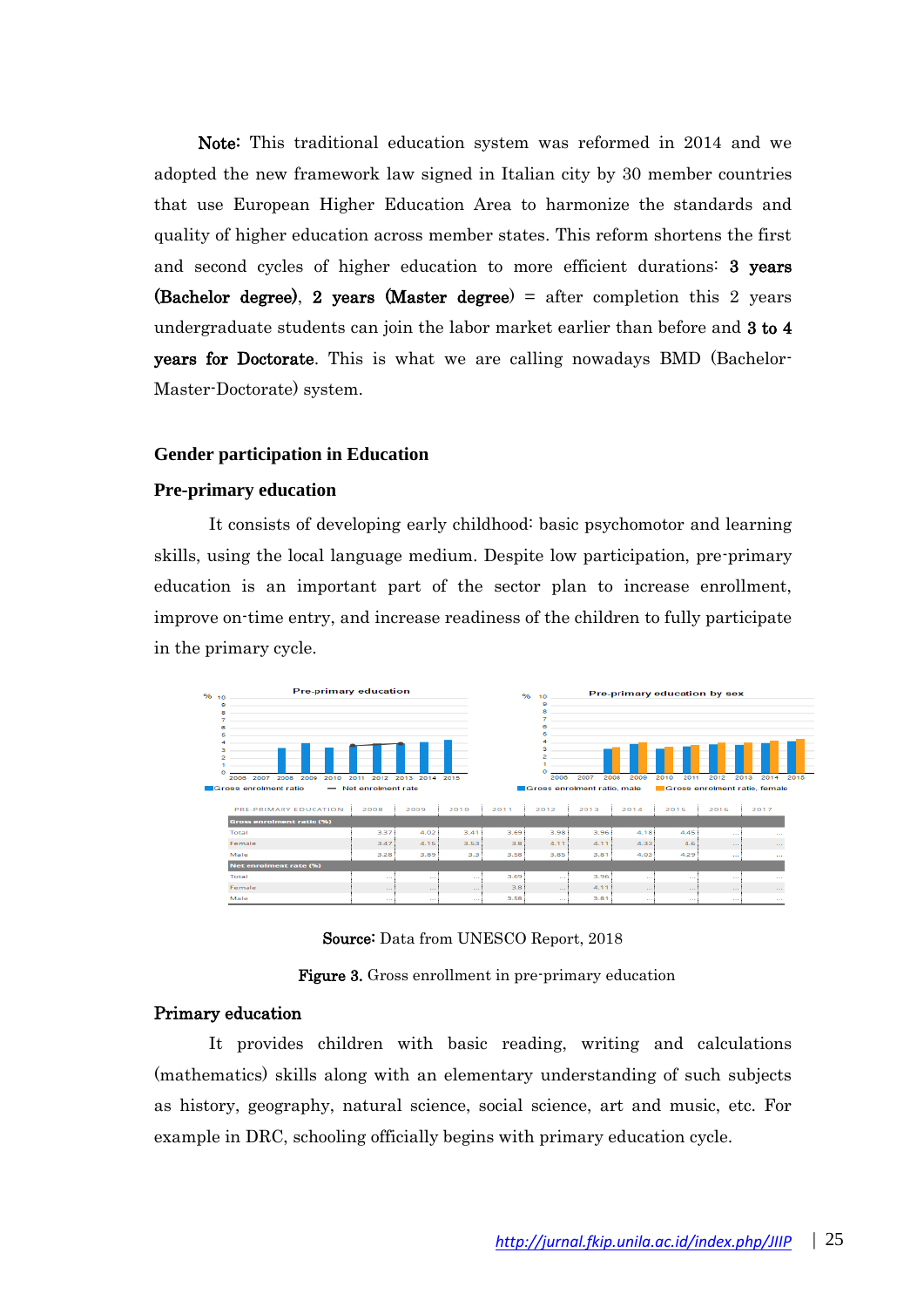**Note**: This traditional education system was reformed in 2014 and we adopted the new framework law signed in Italian city by 30 member countries that use European Higher Education Area to harmonize the standards and quality of higher education across member states. This reform shortens the first and second cycles of higher education to more efficient durations: **3 years (Bachelor degree)**, **2 years (Master degree)** = after completion this 2 years undergraduate students can join the labor market earlier than before and **3 to 4 years for Doctorate**. This is what we are calling nowadays BMD (Bachelor-Master-Doctorate) system.

### Gender participation in Education

#### Pre-primary education

It consists of developing early childhood: basic psychomotor and learning skills, using the local language medium. Despite low participation, pre-primary education is an important part of the sector plan to increase enrollment, improve on-time entry, and increase readiness of the children to fully participate in the primary cycle.

| PRE-PRIMARY EDUCATION | 2008 | 2009 | 2010 | 2011 | 2012 | 2013 | 2014 | 2015 | 2016 | 2017 |
|---|---|---|---|---|---|---|---|---|---|---|
| **Gross enrolment ratio (%)** | | | | | | | | | | |
| Total | 3.37 | 4.02 | 3.41 | 3.69 | 3.98 | 3.96 | 4.18 | 4.45 | ... | ... |
| Female | 3.47 | 4.15 | 3.53 | 3.8 | 4.11 | 4.11 | 4.32 | 4.6 | ... | ... |
| Male | 3.28 | 3.89 | 3.3 | 3.58 | 3.85 | 3.81 | 4.03 | 4.29 | ... | ... |
| **Net enrolment rate (%)** | | | | | | | | | | |
| Total | ... | ... | ... | 3.69 | ... | 3.96 | ... | ... | ... | ... |
| Female | ... | ... | ... | 3.8 | ... | 4.11 | ... | ... | ... | ... |
| Male | ... | ... | ... | 3.58 | ... | 3.81 | ... | ... | ... | ... |

**Source**: Data from UNESCO Report, 2018

**Figure 3.** Gross enrollment in pre-primary education

#### Primary education

It provides children with basic reading, writing and calculations (mathematics) skills along with an elementary understanding of such subjects as history, geography, natural science, social science, art and music, etc. For example in DRC, schooling officially begins with primary education cycle.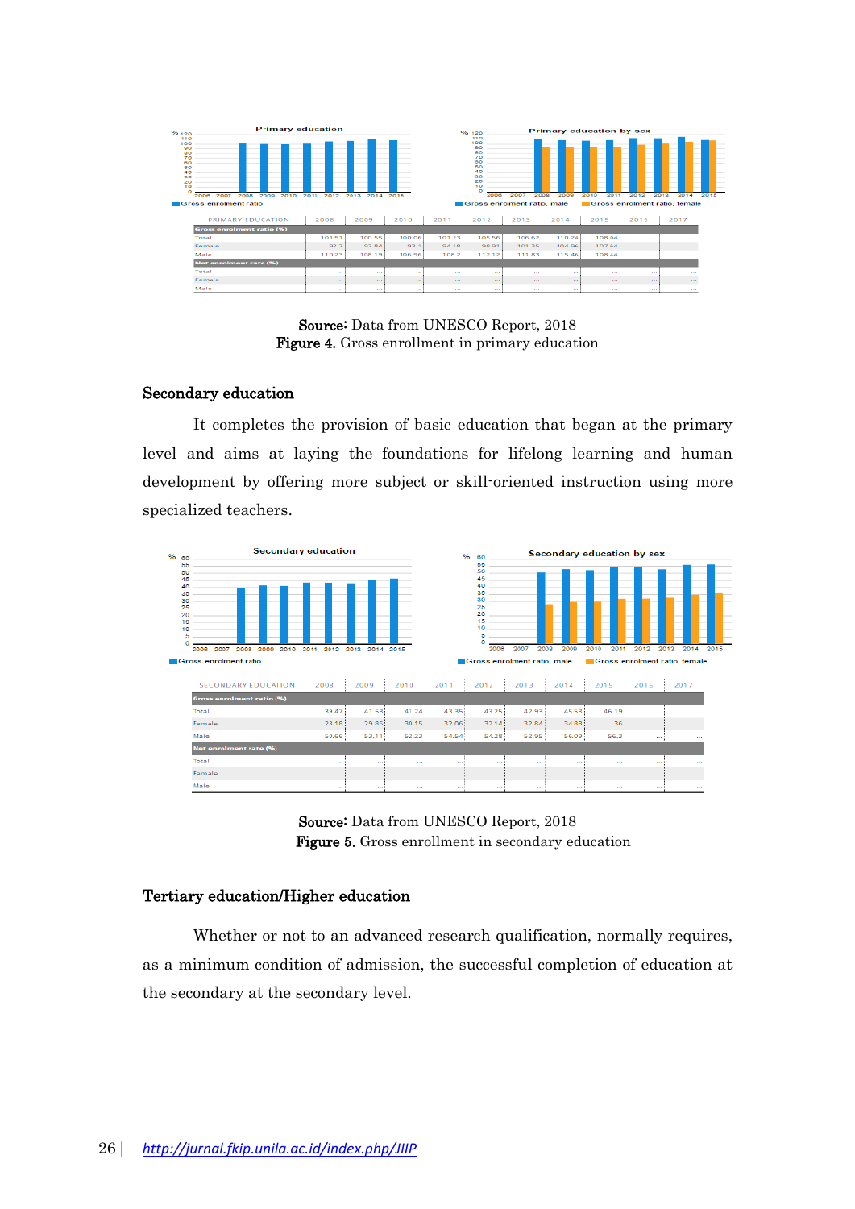| PRIMARY EDUCATION | 2008 | 2009 | 2010 | 2011 | 2012 | 2013 | 2014 | 2015 | 2016 | 2017 |
|---|---|---|---|---|---|---|---|---|---|---|
| **Gross enrolment ratio (%)** | | | | | | | | | | |
| Total | 101.51 | 100.55 | 100.06 | 101.23 | 105.56 | 106.62 | 110.24 | 108.04 | ... | ... |
| Female | 92.7 | 92.84 | 93.1 | 94.18 | 98.91 | 101.35 | 104.96 | 107.64 | ... | ... |
| Male | 110.23 | 108.19 | 106.96 | 108.2 | 112.12 | 111.83 | 115.46 | 108.44 | ... | ... |
| **Net enrolment rate (%)** | | | | | | | | | | |
| Total | ... | ... | ... | ... | ... | ... | ... | ... | ... | ... |
| Female | ... | ... | ... | ... | ... | ... | ... | ... | ... | ... |
| Male | ... | ... | ... | ... | ... | ... | ... | ... | ... | ... |

**Source**: Data from UNESCO Report, 2018

**Figure 4.** Gross enrollment in primary education

### Secondary education

It completes the provision of basic education that began at the primary level and aims at laying the foundations for lifelong learning and human development by offering more subject or skill-oriented instruction using more specialized teachers.

| SECONDARY EDUCATION | 2008 | 2009 | 2010 | 2011 | 2012 | 2013 | 2014 | 2015 | 2016 | 2017 |
|---|---|---|---|---|---|---|---|---|---|---|
| **Gross enrolment ratio (%)** | | | | | | | | | | |
| Total | 39.47 | 41.53 | 41.24 | 43.35 | 43.25 | 42.93 | 45.53 | 46.19 | ... | ... |
| Female | 28.18 | 29.85 | 30.15 | 32.06 | 32.14 | 32.84 | 34.88 | 36 | ... | ... |
| Male | 50.66 | 53.11 | 52.23 | 54.54 | 54.28 | 52.95 | 56.09 | 56.3 | ... | ... |
| **Net enrolment rate (%)** | | | | | | | | | | |
| Total | ... | ... | ... | ... | ... | ... | ... | ... | ... | ... |
| Female | ... | ... | ... | ... | ... | ... | ... | ... | ... | ... |
| Male | ... | ... | ... | ... | ... | ... | ... | ... | ... | ... |

**Source**: Data from UNESCO Report, 2018

**Figure 5.** Gross enrollment in secondary education

### Tertiary education/Higher education

Whether or not to an advanced research qualification, normally requires, as a minimum condition of admission, the successful completion of education at the secondary at the secondary level.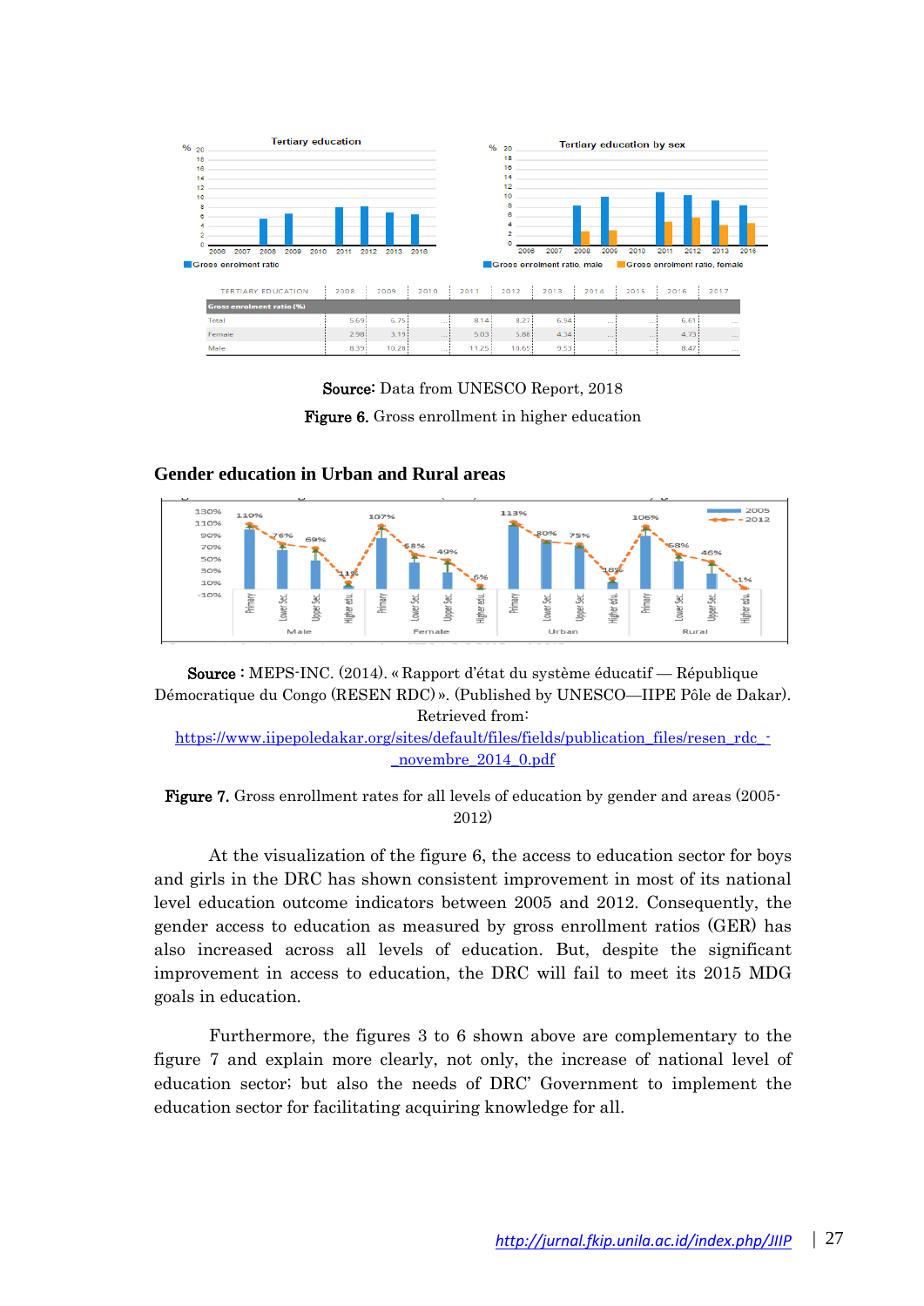| TERTIARY EDUCATION | 2008 | 2009 | 2010 | 2011 | 2012 | 2013 | 2014 | 2015 | 2016 | 2017 |
|---|---|---|---|---|---|---|---|---|---|---|
| Gross enrolment ratio (%) | | | | | | | | | | |
| Total | 5.69 | 6.75 | .. | 8.14 | 8.27 | 6.94 | .. | .. | 6.61 | .. |
| Female | 2.98 | 3.19 | .. | 5.03 | 5.88 | 4.34 | .. | .. | 4.73 | .. |
| Male | 8.39 | 10.28 | .. | 11.25 | 10.65 | 9.53 | .. | .. | 8.47 | .. |

**Source**: Data from UNESCO Report, 2018

**Figure 6.** Gross enrollment in higher education

## Gender education in Urban and Rural areas

**Source** : MEPS-INC. (2014). « Rapport d'état du système éducatif — République Démocratique du Congo (RESEN RDC) ». (Published by UNESCO—IIPE Pôle de Dakar). Retrieved from: https://www.iipepoledakar.org/sites/default/files/fields/publication_files/resen_rdc_-_novembre_2014_0.pdf

**Figure 7.** Gross enrollment rates for all levels of education by gender and areas (2005-2012)

At the visualization of the figure 6, the access to education sector for boys and girls in the DRC has shown consistent improvement in most of its national level education outcome indicators between 2005 and 2012. Consequently, the gender access to education as measured by gross enrollment ratios (GER) has also increased across all levels of education. But, despite the significant improvement in access to education, the DRC will fail to meet its 2015 MDG goals in education.

Furthermore, the figures 3 to 6 shown above are complementary to the figure 7 and explain more clearly, not only, the increase of national level of education sector; but also the needs of DRC' Government to implement the education sector for facilitating acquiring knowledge for all.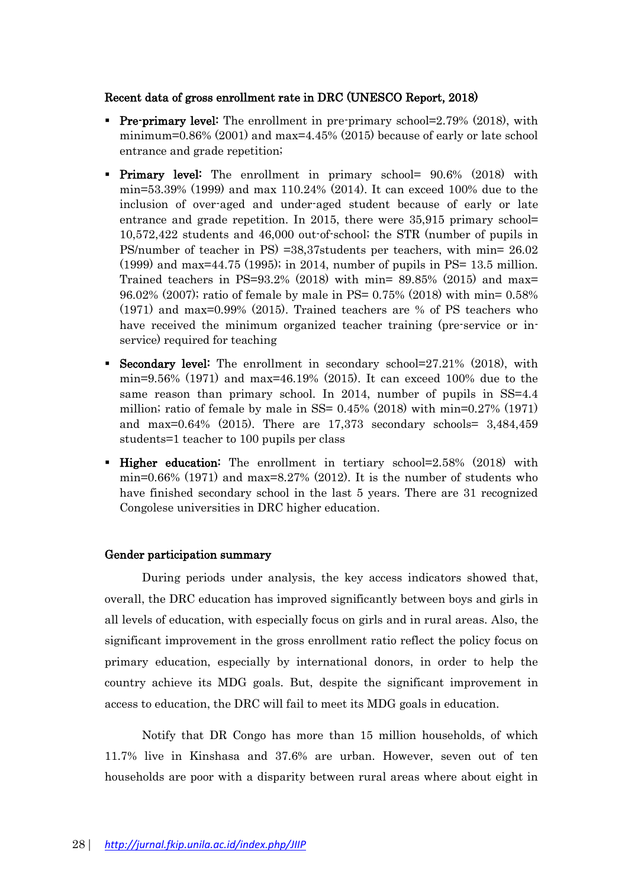**Recent data of gross enrollment rate in DRC (UNESCO Report, 2018)**

- **Pre-primary level:** The enrollment in pre-primary school=2.79% (2018), with minimum=0.86% (2001) and max=4.45% (2015) because of early or late school entrance and grade repetition;
- **Primary level:** The enrollment in primary school= 90.6% (2018) with min=53.39% (1999) and max 110.24% (2014). It can exceed 100% due to the inclusion of over-aged and under-aged student because of early or late entrance and grade repetition. In 2015, there were 35,915 primary school= 10,572,422 students and 46,000 out-of-school; the STR (number of pupils in PS/number of teacher in PS) =38,37students per teachers, with min= 26.02 (1999) and max=44.75 (1995); in 2014, number of pupils in PS= 13.5 million. Trained teachers in PS=93.2% (2018) with min= 89.85% (2015) and max= 96.02% (2007); ratio of female by male in PS= 0.75% (2018) with min= 0.58% (1971) and max=0.99% (2015). Trained teachers are % of PS teachers who have received the minimum organized teacher training (pre-service or in-service) required for teaching
- **Secondary level:** The enrollment in secondary school=27.21% (2018), with min=9.56% (1971) and max=46.19% (2015). It can exceed 100% due to the same reason than primary school. In 2014, number of pupils in SS=4.4 million; ratio of female by male in SS= 0.45% (2018) with min=0.27% (1971) and max=0.64% (2015). There are 17,373 secondary schools= 3,484,459 students=1 teacher to 100 pupils per class
- **Higher education:** The enrollment in tertiary school=2.58% (2018) with min=0.66% (1971) and max=8.27% (2012). It is the number of students who have finished secondary school in the last 5 years. There are 31 recognized Congolese universities in DRC higher education.

**Gender participation summary**

During periods under analysis, the key access indicators showed that, overall, the DRC education has improved significantly between boys and girls in all levels of education, with especially focus on girls and in rural areas. Also, the significant improvement in the gross enrollment ratio reflect the policy focus on primary education, especially by international donors, in order to help the country achieve its MDG goals. But, despite the significant improvement in access to education, the DRC will fail to meet its MDG goals in education.

Notify that DR Congo has more than 15 million households, of which 11.7% live in Kinshasa and 37.6% are urban. However, seven out of ten households are poor with a disparity between rural areas where about eight in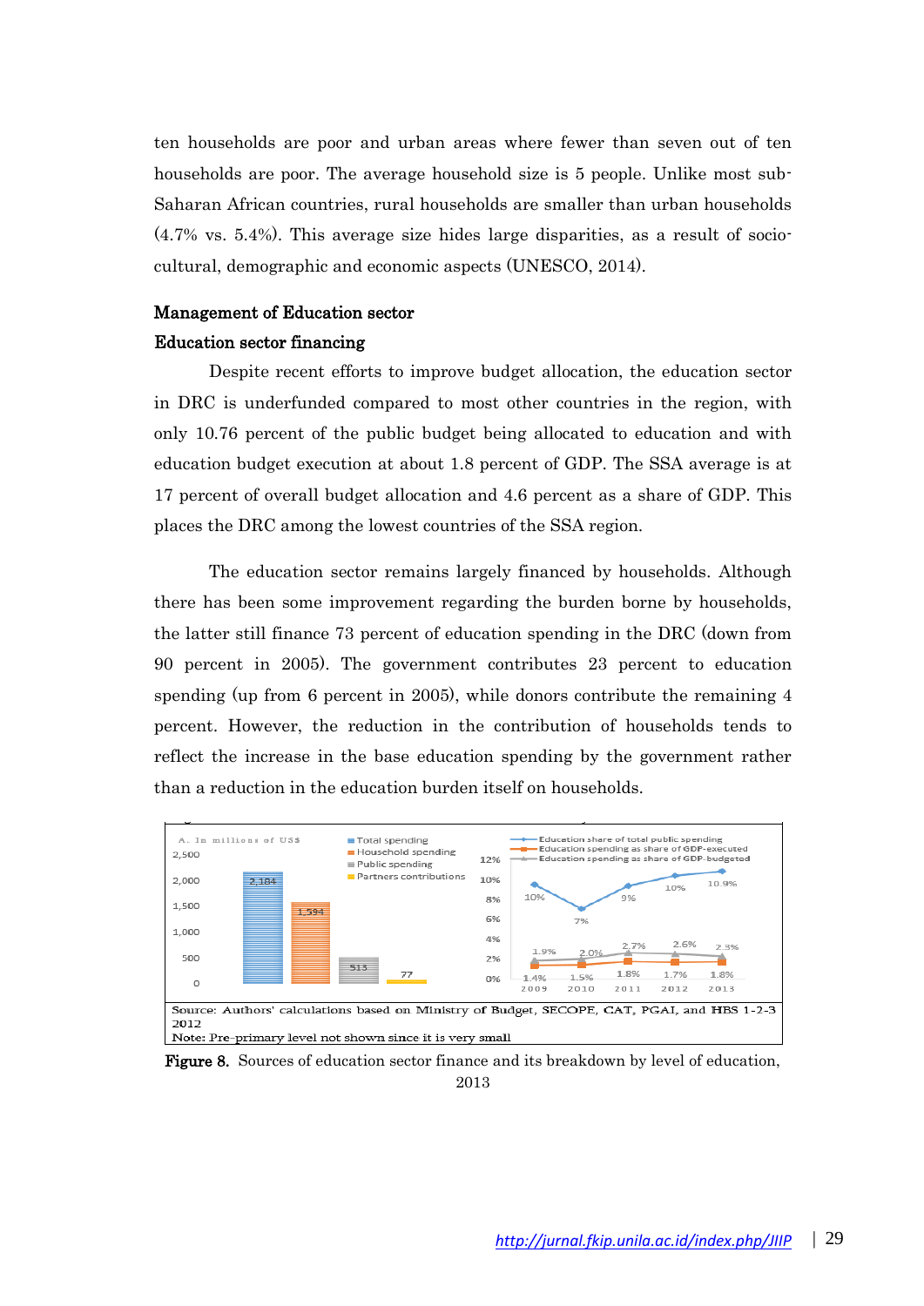ten households are poor and urban areas where fewer than seven out of ten households are poor. The average household size is 5 people. Unlike most sub-Saharan African countries, rural households are smaller than urban households (4.7% vs. 5.4%). This average size hides large disparities, as a result of socio-cultural, demographic and economic aspects (UNESCO, 2014).

**Management of Education sector**

**Education sector financing**

Despite recent efforts to improve budget allocation, the education sector in DRC is underfunded compared to most other countries in the region, with only 10.76 percent of the public budget being allocated to education and with education budget execution at about 1.8 percent of GDP. The SSA average is at 17 percent of overall budget allocation and 4.6 percent as a share of GDP. This places the DRC among the lowest countries of the SSA region.

The education sector remains largely financed by households. Although there has been some improvement regarding the burden borne by households, the latter still finance 73 percent of education spending in the DRC (down from 90 percent in 2005). The government contributes 23 percent to education spending (up from 6 percent in 2005), while donors contribute the remaining 4 percent. However, the reduction in the contribution of households tends to reflect the increase in the base education spending by the government rather than a reduction in the education burden itself on households.

A. In millions of US$

| | Value |
|---|---|
| Total spending | 2,184 |
| Household spending | 1,594 |
| Public spending | 513 |
| Partners contributions | 77 |

| | 2009 | 2010 | 2011 | 2012 | 2013 |
|---|---|---|---|---|---|
| Education share of total public spending | 10% | 7% | 9% | 10% | 10.9% |
| Education spending as share of GDP-executed | 1.4% | 1.5% | 1.8% | 1.7% | 1.8% |
| Education spending as share of GDP-budgeted | 1.9% | 2.0% | 2.7% | 2.6% | 2.3% |

Source: Authors' calculations based on Ministry of Budget, SECOPE, CAT, PGAI, and HBS 1-2-3 2012

Note: Pre-primary level not shown since it is very small

**Figure 8.** Sources of education sector finance and its breakdown by level of education, 2013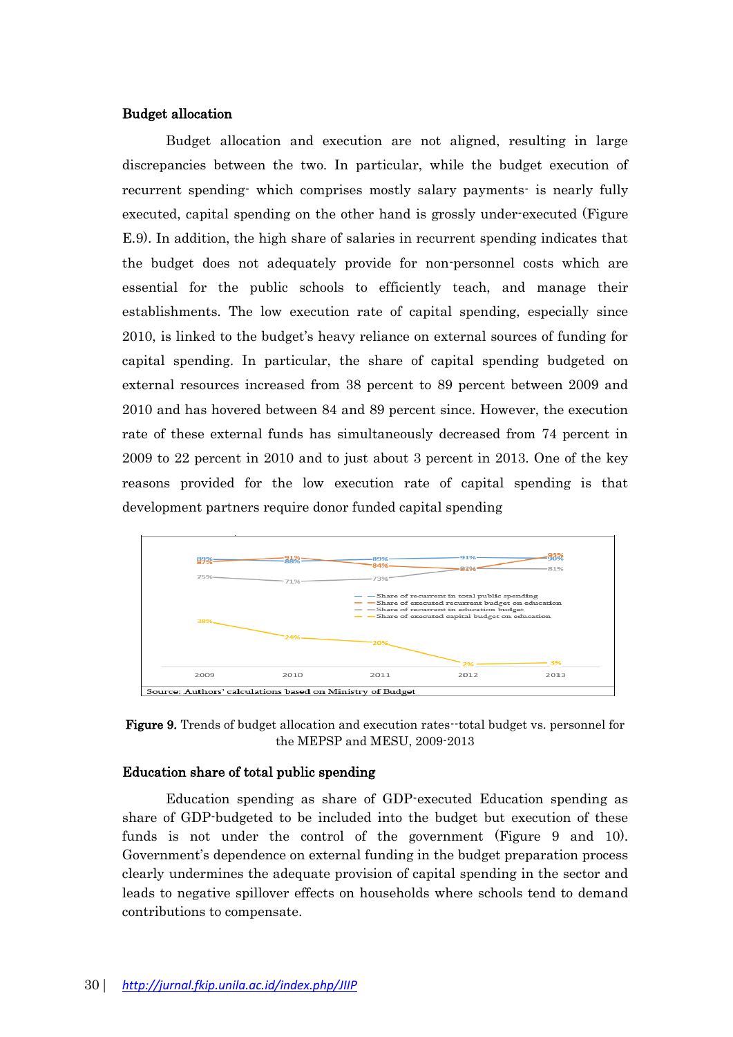### Budget allocation

Budget allocation and execution are not aligned, resulting in large discrepancies between the two. In particular, while the budget execution of recurrent spending- which comprises mostly salary payments- is nearly fully executed, capital spending on the other hand is grossly under-executed (Figure E.9). In addition, the high share of salaries in recurrent spending indicates that the budget does not adequately provide for non-personnel costs which are essential for the public schools to efficiently teach, and manage their establishments. The low execution rate of capital spending, especially since 2010, is linked to the budget's heavy reliance on external sources of funding for capital spending. In particular, the share of capital spending budgeted on external resources increased from 38 percent to 89 percent between 2009 and 2010 and has hovered between 84 and 89 percent since. However, the execution rate of these external funds has simultaneously decreased from 74 percent in 2009 to 22 percent in 2010 and to just about 3 percent in 2013. One of the key reasons provided for the low execution rate of capital spending is that development partners require donor funded capital spending

Source: Authors' calculations based on Ministry of Budget

**Figure 9.** Trends of budget allocation and execution rates--total budget vs. personnel for the MEPSP and MESU, 2009-2013

### Education share of total public spending

Education spending as share of GDP-executed Education spending as share of GDP-budgeted to be included into the budget but execution of these funds is not under the control of the government (Figure 9 and 10). Government's dependence on external funding in the budget preparation process clearly undermines the adequate provision of capital spending in the sector and leads to negative spillover effects on households where schools tend to demand contributions to compensate.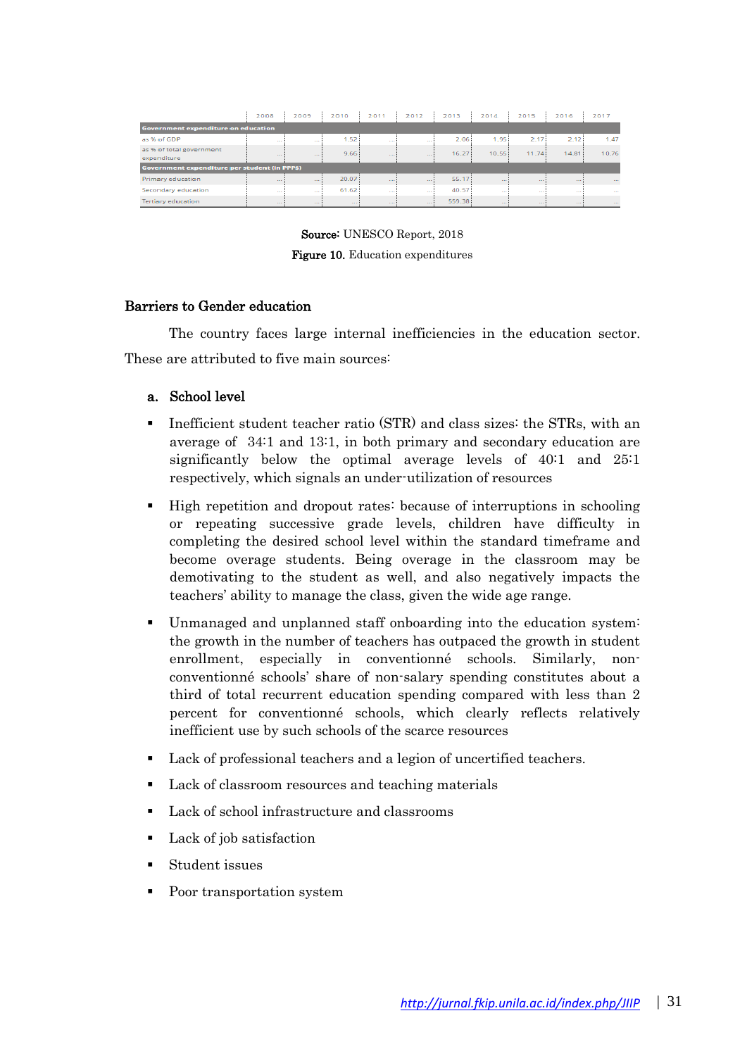| | 2008 | 2009 | 2010 | 2011 | 2012 | 2013 | 2014 | 2015 | 2016 | 2017 |
|---|---|---|---|---|---|---|---|---|---|---|
| **Government expenditure on education** | | | | | | | | | | |
| as % of GDP | ... | ... | 1.52 | ... | ... | 2.06 | 1.95 | 2.17 | 2.12 | 1.47 |
| as % of total government expenditure | ... | ... | 9.66 | ... | ... | 16.27 | 10.55 | 11.74 | 14.81 | 10.76 |
| **Government expenditure per student (in PPP$)** | | | | | | | | | | |
| Primary education | ... | ... | 20.07 | ... | ... | 55.17 | ... | ... | ... | ... |
| Secondary education | ... | ... | 61.62 | ... | ... | 40.57 | ... | ... | ... | ... |
| Tertiary education | ... | ... | ... | ... | ... | 559.38 | ... | ... | ... | ... |

**Source:** UNESCO Report, 2018

**Figure 10.** Education expenditures

### Barriers to Gender education

The country faces large internal inefficiencies in the education sector. These are attributed to five main sources:

**a. School level**

- Inefficient student teacher ratio (STR) and class sizes: the STRs, with an average of 34:1 and 13:1, in both primary and secondary education are significantly below the optimal average levels of 40:1 and 25:1 respectively, which signals an under-utilization of resources
- High repetition and dropout rates: because of interruptions in schooling or repeating successive grade levels, children have difficulty in completing the desired school level within the standard timeframe and become overage students. Being overage in the classroom may be demotivating to the student as well, and also negatively impacts the teachers' ability to manage the class, given the wide age range.
- Unmanaged and unplanned staff onboarding into the education system: the growth in the number of teachers has outpaced the growth in student enrollment, especially in conventionné schools. Similarly, non-conventionné schools' share of non-salary spending constitutes about a third of total recurrent education spending compared with less than 2 percent for conventionné schools, which clearly reflects relatively inefficient use by such schools of the scarce resources
- Lack of professional teachers and a legion of uncertified teachers.
- Lack of classroom resources and teaching materials
- Lack of school infrastructure and classrooms
- Lack of job satisfaction
- Student issues
- Poor transportation system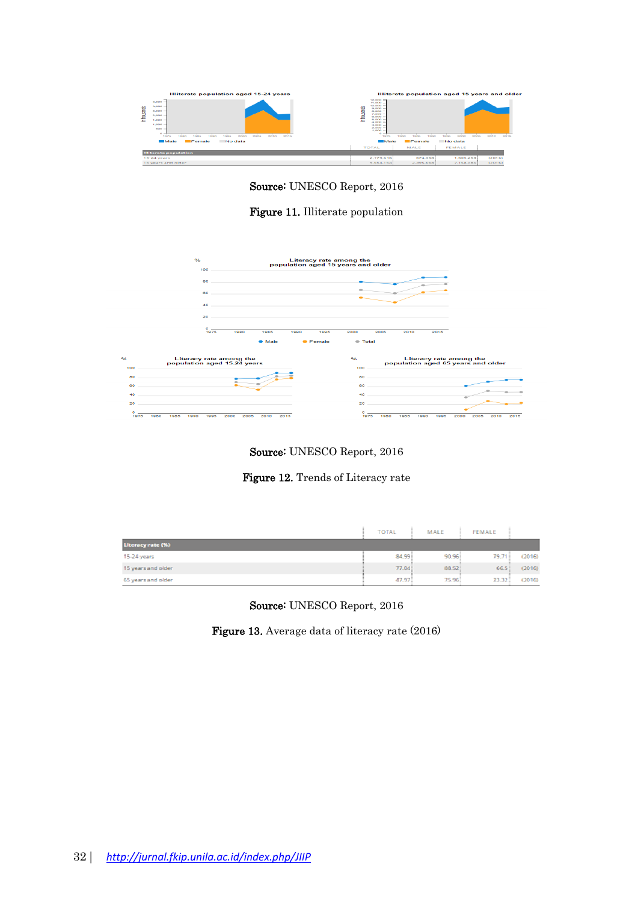Source: UNESCO Report, 2016

**Figure 11.** Illiterate population

Source: UNESCO Report, 2016

**Figure 12.** Trends of Literacy rate

| Literacy rate (%) | TOTAL | MALE | FEMALE | |
|---|---|---|---|---|
| 15-24 years | 84.99 | 90.96 | 79.71 | (2016) |
| 15 years and older | 77.04 | 88.52 | 66.5 | (2016) |
| 65 years and older | 47.97 | 75.96 | 23.32 | (2016) |

Source: UNESCO Report, 2016

**Figure 13.** Average data of literacy rate (2016)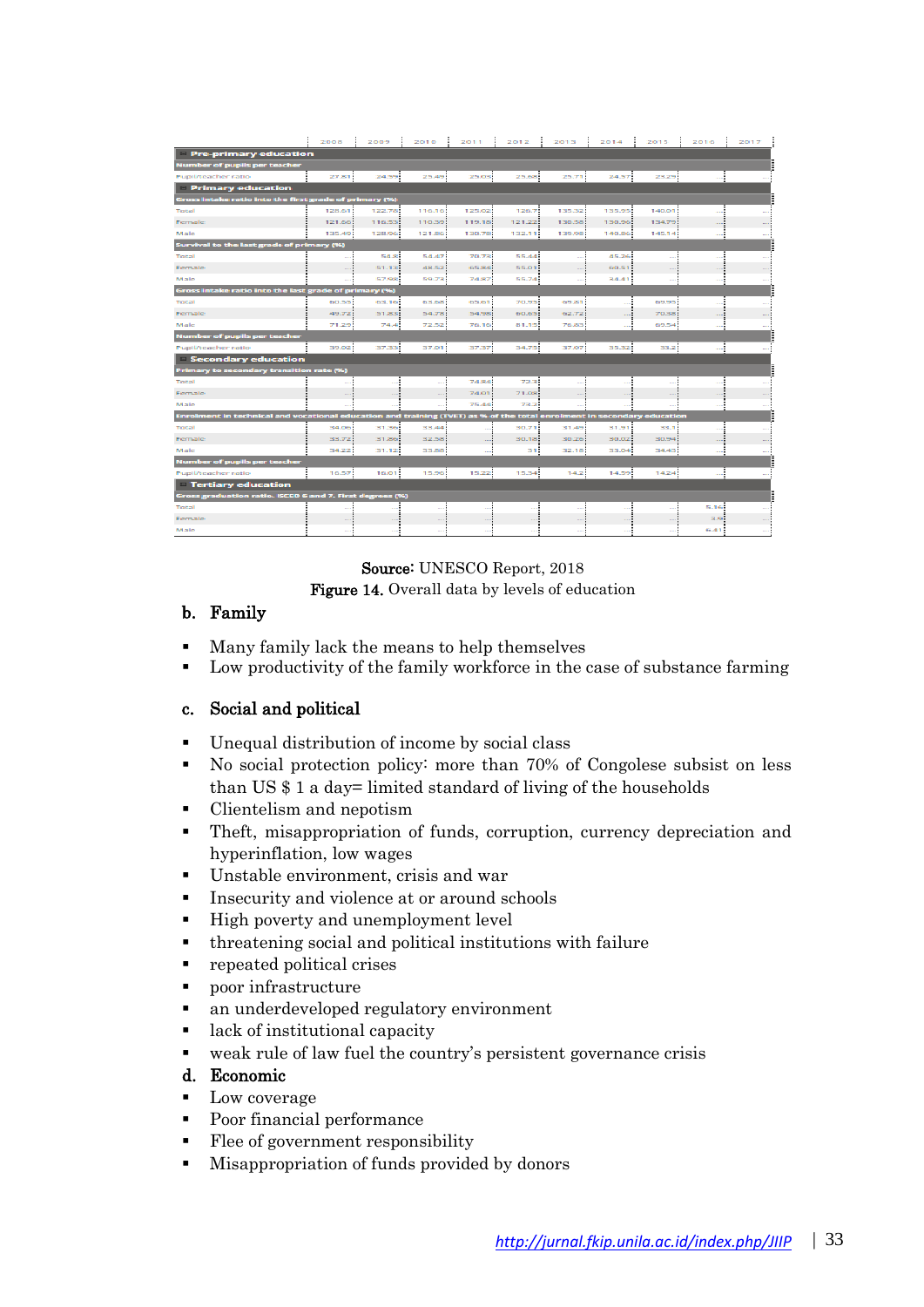| | 2008 | 2009 | 2010 | 2011 | 2012 | 2013 | 2014 | 2015 | 2016 | 2017 |
|---|---|---|---|---|---|---|---|---|---|---|
| **Pre-primary education** | | | | | | | | | | |
| **Number of pupils per teacher** | | | | | | | | | | |
| Pupil/teacher ratio | 27.81 | 24.59 | 25.49 | 25.05 | 25.68 | 25.71 | 24.57 | 25.29 | .. | .. |
| **Primary education** | | | | | | | | | | |
| **Gross intake ratio into the first grade of primary (%)** | | | | | | | | | | |
| Total | 128.61 | 122.78 | 116.16 | 125.02 | 126.7 | 135.32 | 135.65 | 140.01 | .. | .. |
| Female | 121.66 | 116.53 | 110.55 | 119.16 | 121.22 | 130.56 | 130.56 | 134.79 | .. | .. |
| Male | 135.49 | 128.96 | 121.86 | 130.78 | 132.11 | 139.98 | 140.86 | 145.14 | .. | .. |
| **Survival to the last grade of primary (%)** | | | | | | | | | | |
| Total | .. | 54.8 | 54.47 | 70.72 | 55.44 | .. | 45.26 | .. | .. | .. |
| Female | .. | 51.17 | 48.52 | 65.86 | 55.01 | .. | 60.51 | .. | .. | .. |
| Male | .. | 57.66 | 59.74 | 74.87 | 55.74 | .. | 34.41 | .. | .. | .. |
| **Gross intake ratio into the last grade of primary (%)** | | | | | | | | | | |
| Total | 60.55 | 63.16 | 63.66 | 65.61 | 70.75 | 69.81 | .. | 69.95 | .. | .. |
| Female | 49.72 | 51.83 | 54.78 | 54.98 | 60.65 | 62.72 | .. | 70.38 | .. | .. |
| Male | 71.29 | 74.4 | 72.52 | 76.16 | 81.15 | 76.83 | .. | 69.54 | .. | .. |
| **Number of pupils per teacher** | | | | | | | | | | |
| Pupil/teacher ratio | 39.02 | 37.33 | 37.01 | 37.37 | 34.75 | 37.07 | 33.32 | 33.2 | .. | .. |
| **Secondary education** | | | | | | | | | | |
| **Primary to secondary transition rate (%)** | | | | | | | | | | |
| Total | .. | .. | .. | 74.84 | 72.3 | .. | .. | .. | .. | .. |
| Female | .. | .. | .. | 74.01 | 71.08 | .. | .. | .. | .. | .. |
| Male | .. | .. | .. | 75.44 | 73.2 | .. | .. | .. | .. | .. |
| **Enrolment in technical and vocational education and training (TVET) as % of the total enrolment in secondary education** | | | | | | | | | | |
| Total | 34.06 | 31.36 | 33.44 | .. | 30.71 | 31.49 | 31.91 | 33.1 | .. | .. |
| Female | 33.72 | 31.86 | 32.56 | .. | 30.18 | 30.26 | 30.02 | 30.94 | .. | .. |
| Male | 34.22 | 31.12 | 33.86 | .. | 31 | 32.16 | 33.04 | 34.45 | .. | .. |
| **Number of pupils per teacher** | | | | | | | | | | |
| Pupil/teacher ratio | 16.57 | 16.01 | 15.56 | 15.22 | 15.34 | 14.2 | 14.59 | 14.24 | .. | .. |
| **Tertiary education** | | | | | | | | | | |
| **Gross graduation ratio. ISCED 6 and 7. First degrees (%)** | | | | | | | | | | |
| Total | .. | .. | .. | .. | .. | .. | .. | .. | 5.16 | .. |
| Female | .. | .. | .. | .. | .. | .. | .. | .. | 3.9 | .. |
| Male | .. | .. | .. | .. | .. | .. | .. | .. | 6.41 | .. |

**Source:** UNESCO Report, 2018

**Figure 14.** Overall data by levels of education

### b. Family

- Many family lack the means to help themselves
- Low productivity of the family workforce in the case of substance farming

### c. Social and political

- Unequal distribution of income by social class
- No social protection policy: more than 70% of Congolese subsist on less than US $ 1 a day= limited standard of living of the households
- Clientelism and nepotism
- Theft, misappropriation of funds, corruption, currency depreciation and hyperinflation, low wages
- Unstable environment, crisis and war
- Insecurity and violence at or around schools
- High poverty and unemployment level
- threatening social and political institutions with failure
- repeated political crises
- poor infrastructure
- an underdeveloped regulatory environment
- lack of institutional capacity
- weak rule of law fuel the country's persistent governance crisis

### d. Economic

- Low coverage
- Poor financial performance
- Flee of government responsibility
- Misappropriation of funds provided by donors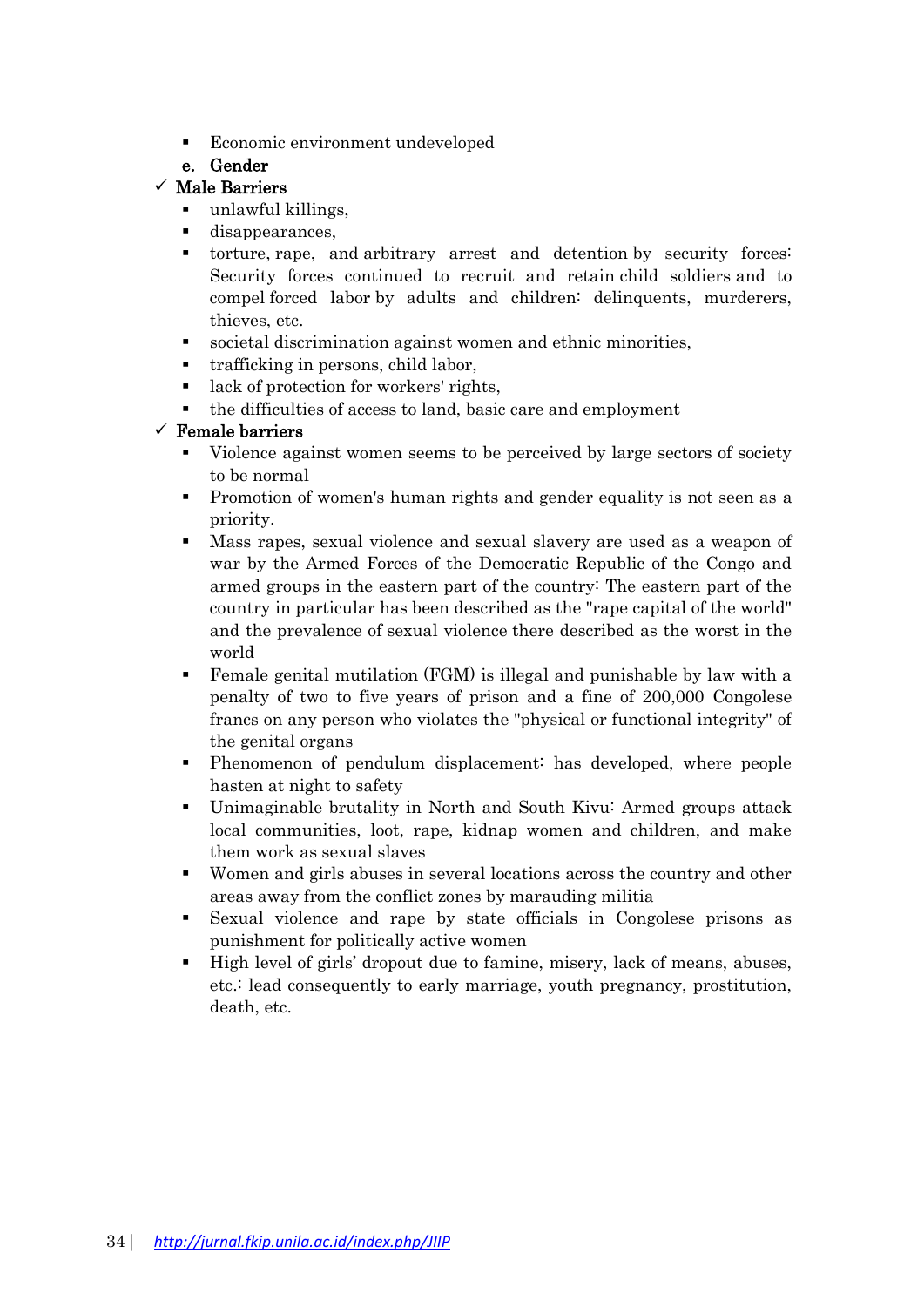- Economic environment undeveloped

e. **Gender**

✓ **Male Barriers**

- unlawful killings,
- disappearances,
- torture, rape, and arbitrary arrest and detention by security forces: Security forces continued to recruit and retain child soldiers and to compel forced labor by adults and children: delinquents, murderers, thieves, etc.
- societal discrimination against women and ethnic minorities,
- trafficking in persons, child labor,
- lack of protection for workers' rights,
- the difficulties of access to land, basic care and employment

✓ **Female barriers**

- Violence against women seems to be perceived by large sectors of society to be normal
- Promotion of women's human rights and gender equality is not seen as a priority.
- Mass rapes, sexual violence and sexual slavery are used as a weapon of war by the Armed Forces of the Democratic Republic of the Congo and armed groups in the eastern part of the country: The eastern part of the country in particular has been described as the "rape capital of the world" and the prevalence of sexual violence there described as the worst in the world
- Female genital mutilation (FGM) is illegal and punishable by law with a penalty of two to five years of prison and a fine of 200,000 Congolese francs on any person who violates the "physical or functional integrity" of the genital organs
- Phenomenon of pendulum displacement: has developed, where people hasten at night to safety
- Unimaginable brutality in North and South Kivu: Armed groups attack local communities, loot, rape, kidnap women and children, and make them work as sexual slaves
- Women and girls abuses in several locations across the country and other areas away from the conflict zones by marauding militia
- Sexual violence and rape by state officials in Congolese prisons as punishment for politically active women
- High level of girls' dropout due to famine, misery, lack of means, abuses, etc.: lead consequently to early marriage, youth pregnancy, prostitution, death, etc.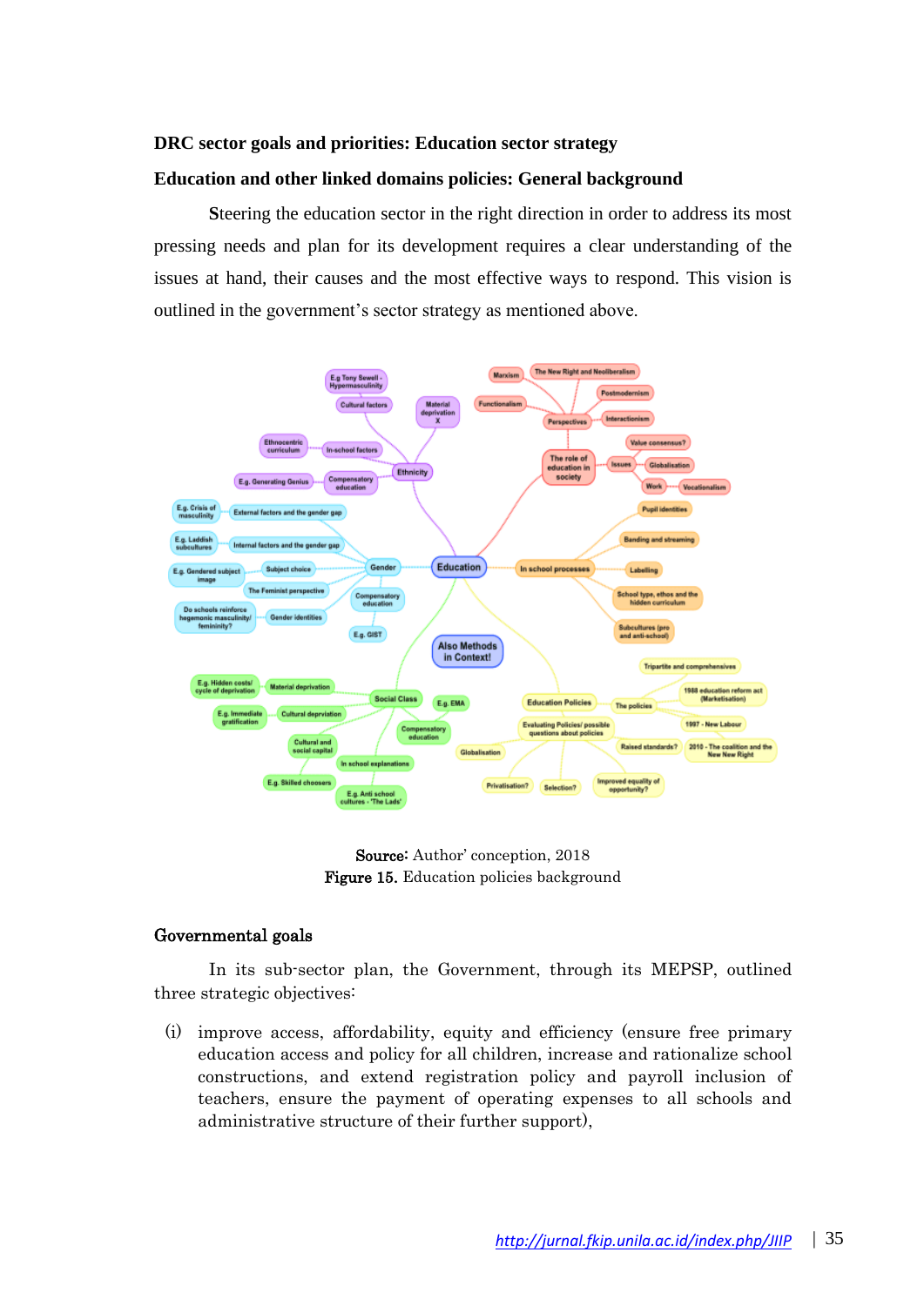**DRC sector goals and priorities: Education sector strategy**

**Education and other linked domains policies: General background**

Steering the education sector in the right direction in order to address its most pressing needs and plan for its development requires a clear understanding of the issues at hand, their causes and the most effective ways to respond. This vision is outlined in the government's sector strategy as mentioned above.

**Source:** Author' conception, 2018
**Figure 15.** Education policies background

**Governmental goals**

In its sub-sector plan, the Government, through its MEPSP, outlined three strategic objectives:

(i) improve access, affordability, equity and efficiency (ensure free primary education access and policy for all children, increase and rationalize school constructions, and extend registration policy and payroll inclusion of teachers, ensure the payment of operating expenses to all schools and administrative structure of their further support),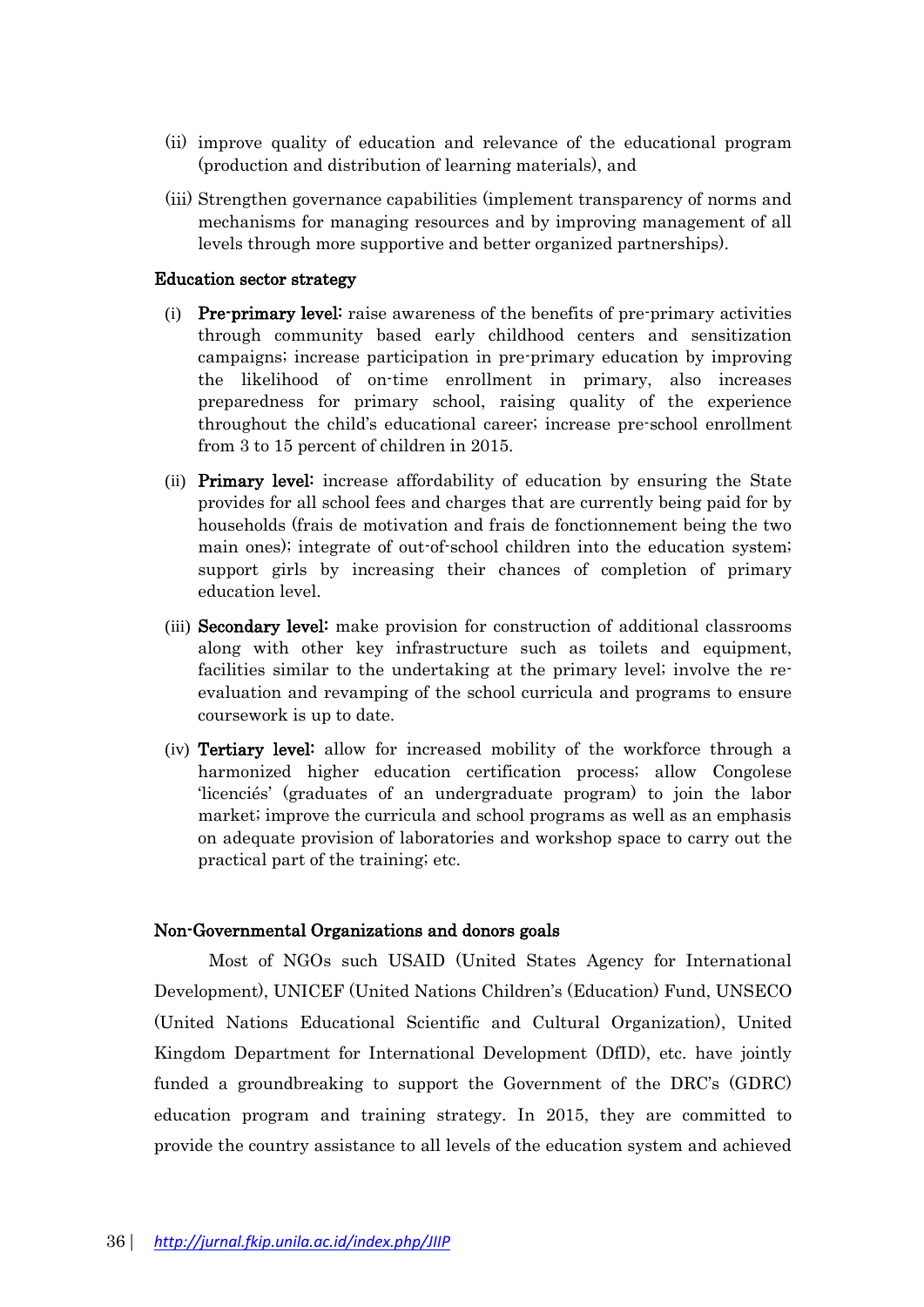(ii) improve quality of education and relevance of the educational program (production and distribution of learning materials), and

(iii) Strengthen governance capabilities (implement transparency of norms and mechanisms for managing resources and by improving management of all levels through more supportive and better organized partnerships).

**Education sector strategy**

(i) **Pre-primary level:** raise awareness of the benefits of pre-primary activities through community based early childhood centers and sensitization campaigns; increase participation in pre-primary education by improving the likelihood of on-time enrollment in primary, also increases preparedness for primary school, raising quality of the experience throughout the child's educational career; increase pre-school enrollment from 3 to 15 percent of children in 2015.

(ii) **Primary level:** increase affordability of education by ensuring the State provides for all school fees and charges that are currently being paid for by households (frais de motivation and frais de fonctionnement being the two main ones); integrate of out-of-school children into the education system; support girls by increasing their chances of completion of primary education level.

(iii) **Secondary level:** make provision for construction of additional classrooms along with other key infrastructure such as toilets and equipment, facilities similar to the undertaking at the primary level; involve the re-evaluation and revamping of the school curricula and programs to ensure coursework is up to date.

(iv) **Tertiary level:** allow for increased mobility of the workforce through a harmonized higher education certification process; allow Congolese 'licenciés' (graduates of an undergraduate program) to join the labor market; improve the curricula and school programs as well as an emphasis on adequate provision of laboratories and workshop space to carry out the practical part of the training; etc.

**Non-Governmental Organizations and donors goals**

Most of NGOs such USAID (United States Agency for International Development), UNICEF (United Nations Children's (Education) Fund, UNSECO (United Nations Educational Scientific and Cultural Organization), United Kingdom Department for International Development (DfID), etc. have jointly funded a groundbreaking to support the Government of the DRC's (GDRC) education program and training strategy. In 2015, they are committed to provide the country assistance to all levels of the education system and achieved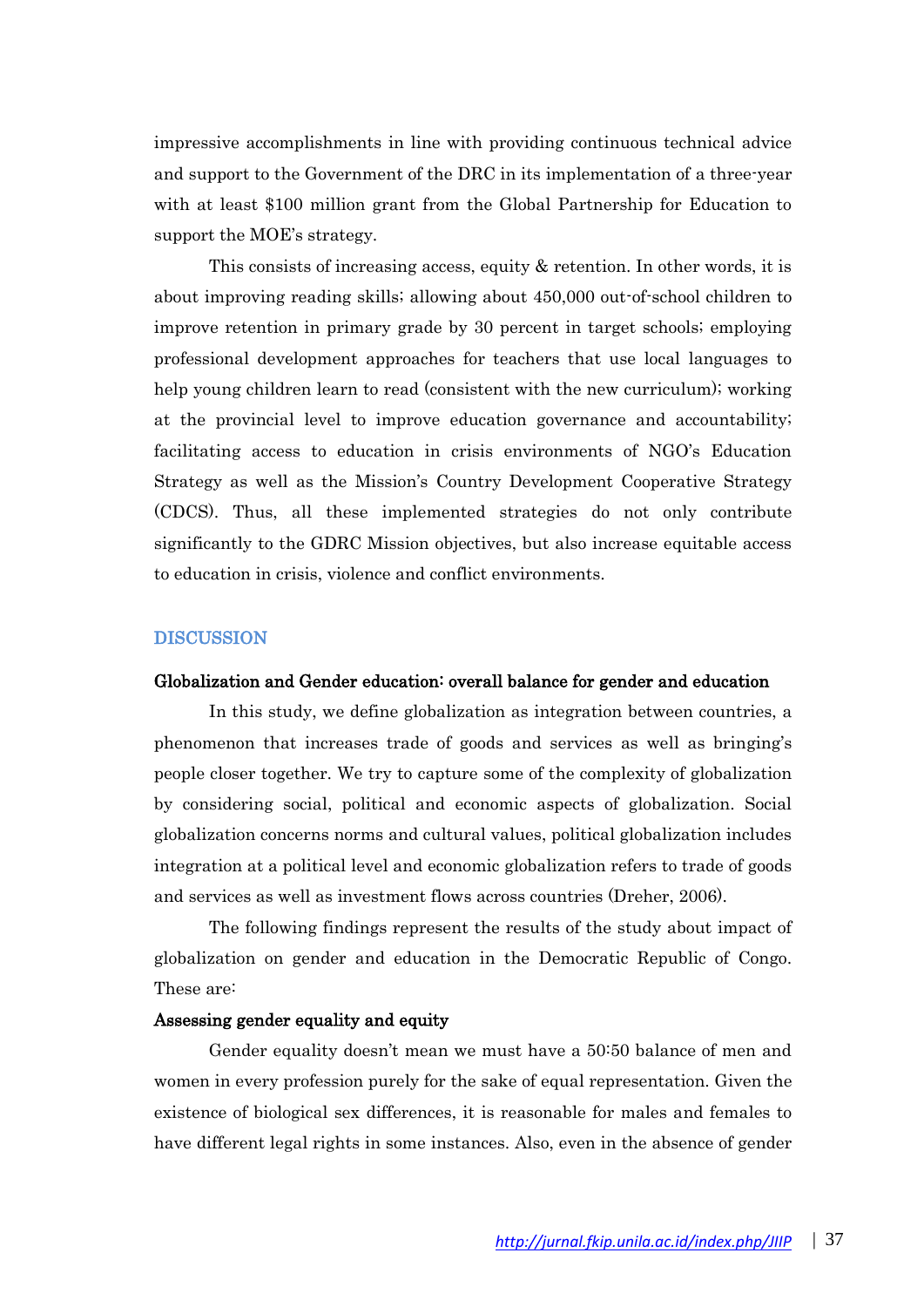impressive accomplishments in line with providing continuous technical advice and support to the Government of the DRC in its implementation of a three-year with at least $100 million grant from the Global Partnership for Education to support the MOE's strategy.

This consists of increasing access, equity & retention. In other words, it is about improving reading skills; allowing about 450,000 out-of-school children to improve retention in primary grade by 30 percent in target schools; employing professional development approaches for teachers that use local languages to help young children learn to read (consistent with the new curriculum); working at the provincial level to improve education governance and accountability; facilitating access to education in crisis environments of NGO's Education Strategy as well as the Mission's Country Development Cooperative Strategy (CDCS). Thus, all these implemented strategies do not only contribute significantly to the GDRC Mission objectives, but also increase equitable access to education in crisis, violence and conflict environments.

## DISCUSSION

### Globalization and Gender education: overall balance for gender and education

In this study, we define globalization as integration between countries, a phenomenon that increases trade of goods and services as well as bringing's people closer together. We try to capture some of the complexity of globalization by considering social, political and economic aspects of globalization. Social globalization concerns norms and cultural values, political globalization includes integration at a political level and economic globalization refers to trade of goods and services as well as investment flows across countries (Dreher, 2006).

The following findings represent the results of the study about impact of globalization on gender and education in the Democratic Republic of Congo. These are:

### Assessing gender equality and equity

Gender equality doesn't mean we must have a 50:50 balance of men and women in every profession purely for the sake of equal representation. Given the existence of biological sex differences, it is reasonable for males and females to have different legal rights in some instances. Also, even in the absence of gender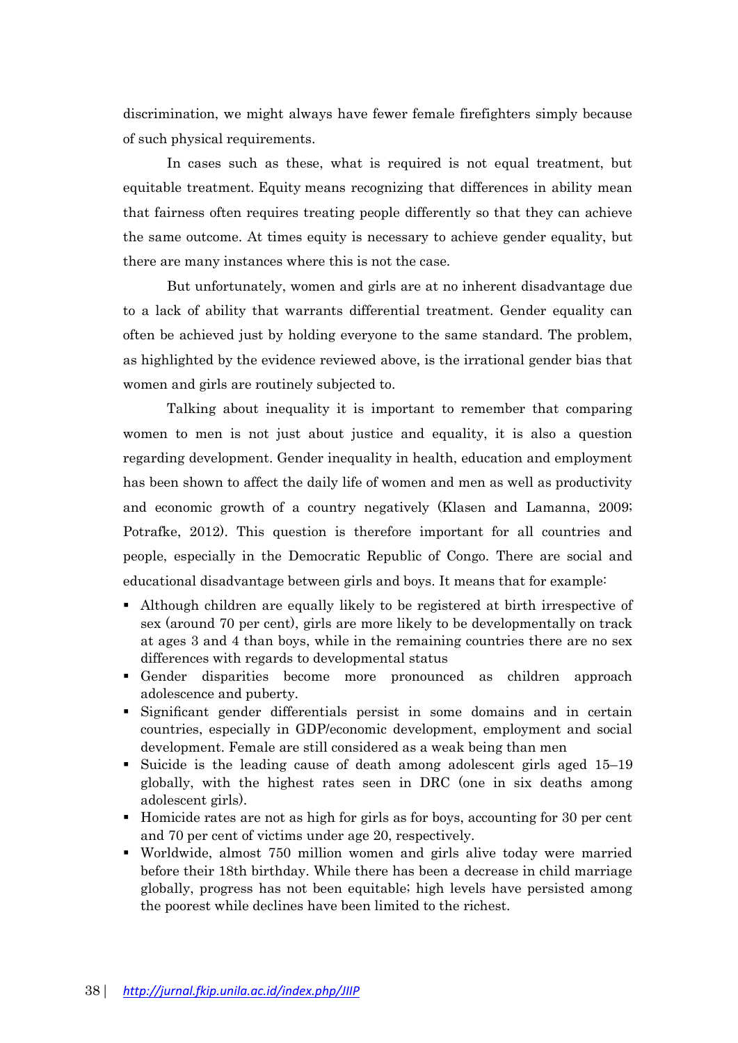discrimination, we might always have fewer female firefighters simply because of such physical requirements.

In cases such as these, what is required is not equal treatment, but equitable treatment. Equity means recognizing that differences in ability mean that fairness often requires treating people differently so that they can achieve the same outcome. At times equity is necessary to achieve gender equality, but there are many instances where this is not the case.

But unfortunately, women and girls are at no inherent disadvantage due to a lack of ability that warrants differential treatment. Gender equality can often be achieved just by holding everyone to the same standard. The problem, as highlighted by the evidence reviewed above, is the irrational gender bias that women and girls are routinely subjected to.

Talking about inequality it is important to remember that comparing women to men is not just about justice and equality, it is also a question regarding development. Gender inequality in health, education and employment has been shown to affect the daily life of women and men as well as productivity and economic growth of a country negatively (Klasen and Lamanna, 2009; Potrafke, 2012). This question is therefore important for all countries and people, especially in the Democratic Republic of Congo. There are social and educational disadvantage between girls and boys. It means that for example:

- Although children are equally likely to be registered at birth irrespective of sex (around 70 per cent), girls are more likely to be developmentally on track at ages 3 and 4 than boys, while in the remaining countries there are no sex differences with regards to developmental status
- Gender disparities become more pronounced as children approach adolescence and puberty.
- Significant gender differentials persist in some domains and in certain countries, especially in GDP/economic development, employment and social development. Female are still considered as a weak being than men
- Suicide is the leading cause of death among adolescent girls aged 15–19 globally, with the highest rates seen in DRC (one in six deaths among adolescent girls).
- Homicide rates are not as high for girls as for boys, accounting for 30 per cent and 70 per cent of victims under age 20, respectively.
- Worldwide, almost 750 million women and girls alive today were married before their 18th birthday. While there has been a decrease in child marriage globally, progress has not been equitable; high levels have persisted among the poorest while declines have been limited to the richest.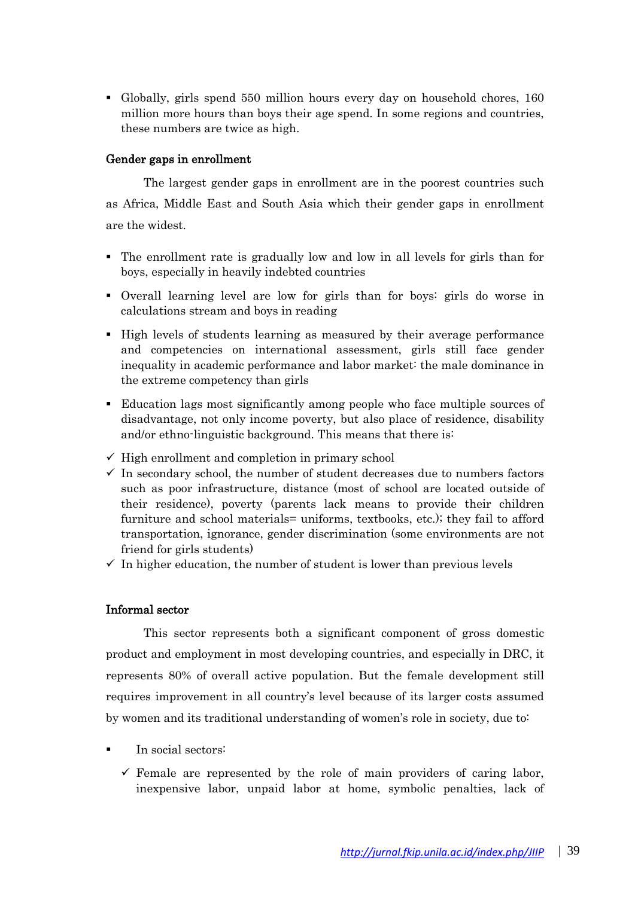- Globally, girls spend 550 million hours every day on household chores, 160 million more hours than boys their age spend. In some regions and countries, these numbers are twice as high.

**Gender gaps in enrollment**

The largest gender gaps in enrollment are in the poorest countries such as Africa, Middle East and South Asia which their gender gaps in enrollment are the widest.

- The enrollment rate is gradually low and low in all levels for girls than for boys, especially in heavily indebted countries
- Overall learning level are low for girls than for boys: girls do worse in calculations stream and boys in reading
- High levels of students learning as measured by their average performance and competencies on international assessment, girls still face gender inequality in academic performance and labor market: the male dominance in the extreme competency than girls
- Education lags most significantly among people who face multiple sources of disadvantage, not only income poverty, but also place of residence, disability and/or ethno-linguistic background. This means that there is:

✓ High enrollment and completion in primary school
✓ In secondary school, the number of student decreases due to numbers factors such as poor infrastructure, distance (most of school are located outside of their residence), poverty (parents lack means to provide their children furniture and school materials= uniforms, textbooks, etc.); they fail to afford transportation, ignorance, gender discrimination (some environments are not friend for girls students)
✓ In higher education, the number of student is lower than previous levels

**Informal sector**

This sector represents both a significant component of gross domestic product and employment in most developing countries, and especially in DRC, it represents 80% of overall active population. But the female development still requires improvement in all country's level because of its larger costs assumed by women and its traditional understanding of women's role in society, due to:

- In social sectors:
  ✓ Female are represented by the role of main providers of caring labor, inexpensive labor, unpaid labor at home, symbolic penalties, lack of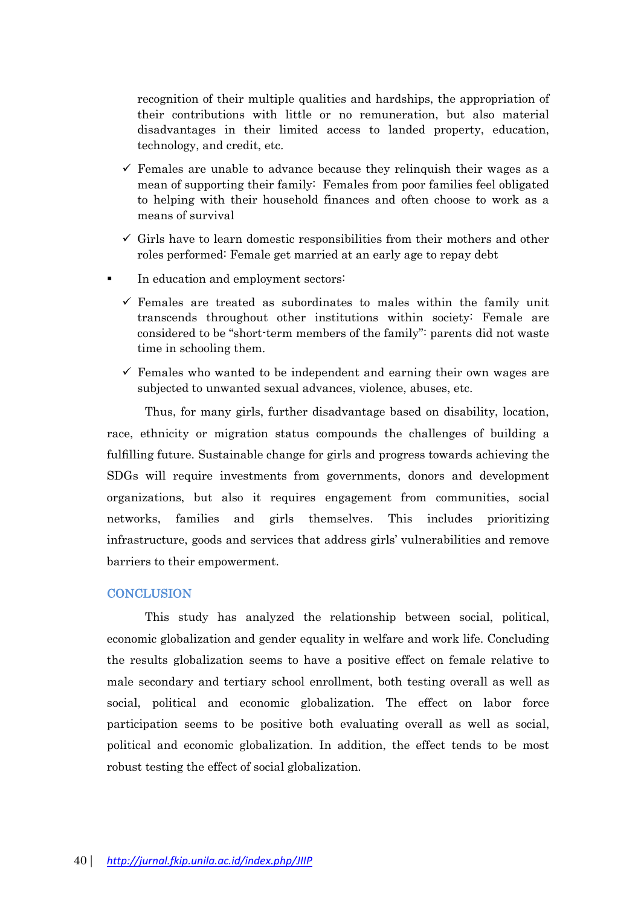recognition of their multiple qualities and hardships, the appropriation of their contributions with little or no remuneration, but also material disadvantages in their limited access to landed property, education, technology, and credit, etc.

- ✓ Females are unable to advance because they relinquish their wages as a mean of supporting their family: Females from poor families feel obligated to helping with their household finances and often choose to work as a means of survival
- ✓ Girls have to learn domestic responsibilities from their mothers and other roles performed: Female get married at an early age to repay debt

- In education and employment sectors:
  - ✓ Females are treated as subordinates to males within the family unit transcends throughout other institutions within society: Female are considered to be "short-term members of the family": parents did not waste time in schooling them.
  - ✓ Females who wanted to be independent and earning their own wages are subjected to unwanted sexual advances, violence, abuses, etc.

Thus, for many girls, further disadvantage based on disability, location, race, ethnicity or migration status compounds the challenges of building a fulfilling future. Sustainable change for girls and progress towards achieving the SDGs will require investments from governments, donors and development organizations, but also it requires engagement from communities, social networks, families and girls themselves. This includes prioritizing infrastructure, goods and services that address girls' vulnerabilities and remove barriers to their empowerment.

## CONCLUSION

This study has analyzed the relationship between social, political, economic globalization and gender equality in welfare and work life. Concluding the results globalization seems to have a positive effect on female relative to male secondary and tertiary school enrollment, both testing overall as well as social, political and economic globalization. The effect on labor force participation seems to be positive both evaluating overall as well as social, political and economic globalization. In addition, the effect tends to be most robust testing the effect of social globalization.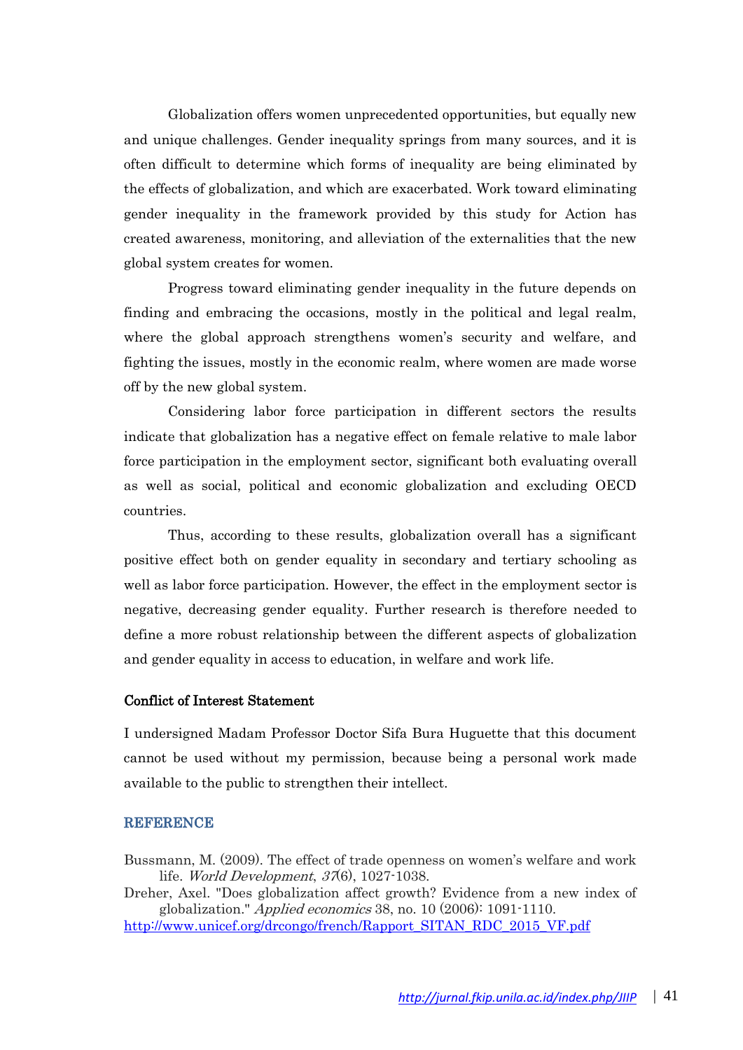Globalization offers women unprecedented opportunities, but equally new and unique challenges. Gender inequality springs from many sources, and it is often difficult to determine which forms of inequality are being eliminated by the effects of globalization, and which are exacerbated. Work toward eliminating gender inequality in the framework provided by this study for Action has created awareness, monitoring, and alleviation of the externalities that the new global system creates for women.

Progress toward eliminating gender inequality in the future depends on finding and embracing the occasions, mostly in the political and legal realm, where the global approach strengthens women's security and welfare, and fighting the issues, mostly in the economic realm, where women are made worse off by the new global system.

Considering labor force participation in different sectors the results indicate that globalization has a negative effect on female relative to male labor force participation in the employment sector, significant both evaluating overall as well as social, political and economic globalization and excluding OECD countries.

Thus, according to these results, globalization overall has a significant positive effect both on gender equality in secondary and tertiary schooling as well as labor force participation. However, the effect in the employment sector is negative, decreasing gender equality. Further research is therefore needed to define a more robust relationship between the different aspects of globalization and gender equality in access to education, in welfare and work life.

### Conflict of Interest Statement

I undersigned Madam Professor Doctor Sifa Bura Huguette that this document cannot be used without my permission, because being a personal work made available to the public to strengthen their intellect.

## REFERENCE

Bussmann, M. (2009). The effect of trade openness on women's welfare and work life. *World Development*, *37*(6), 1027-1038.

Dreher, Axel. "Does globalization affect growth? Evidence from a new index of globalization." *Applied economics* 38, no. 10 (2006): 1091-1110.

http://www.unicef.org/drcongo/french/Rapport_SITAN_RDC_2015_VF.pdf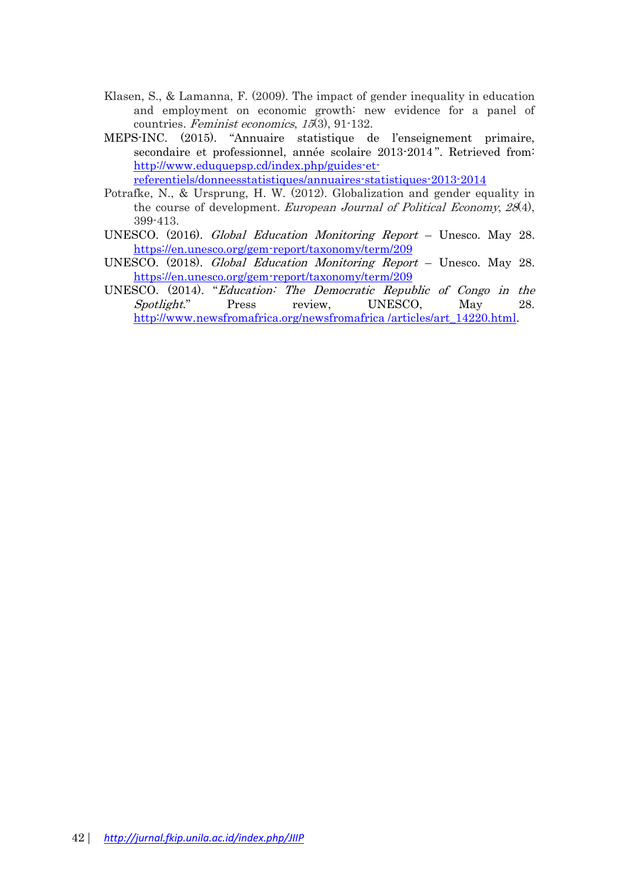Klasen, S., & Lamanna, F. (2009). The impact of gender inequality in education and employment on economic growth: new evidence for a panel of countries. *Feminist economics*, *15*(3), 91-132.

MEPS-INC. (2015). "Annuaire statistique de l'enseignement primaire, secondaire et professionnel, année scolaire 2013-2014". Retrieved from: http://www.eduquepsp.cd/index.php/guides-et-referentiels/donneesstatistiques/annuaires-statistiques-2013-2014

Potrafke, N., & Ursprung, H. W. (2012). Globalization and gender equality in the course of development. *European Journal of Political Economy*, *28*(4), 399-413.

UNESCO. (2016). *Global Education Monitoring Report* – Unesco. May 28. https://en.unesco.org/gem-report/taxonomy/term/209

UNESCO. (2018). *Global Education Monitoring Report* – Unesco. May 28. https://en.unesco.org/gem-report/taxonomy/term/209

UNESCO. (2014). "*Education: The Democratic Republic of Congo in the Spotlight*." Press review, UNESCO, May 28. http://www.newsfromafrica.org/newsfromafrica /articles/art_14220.html.